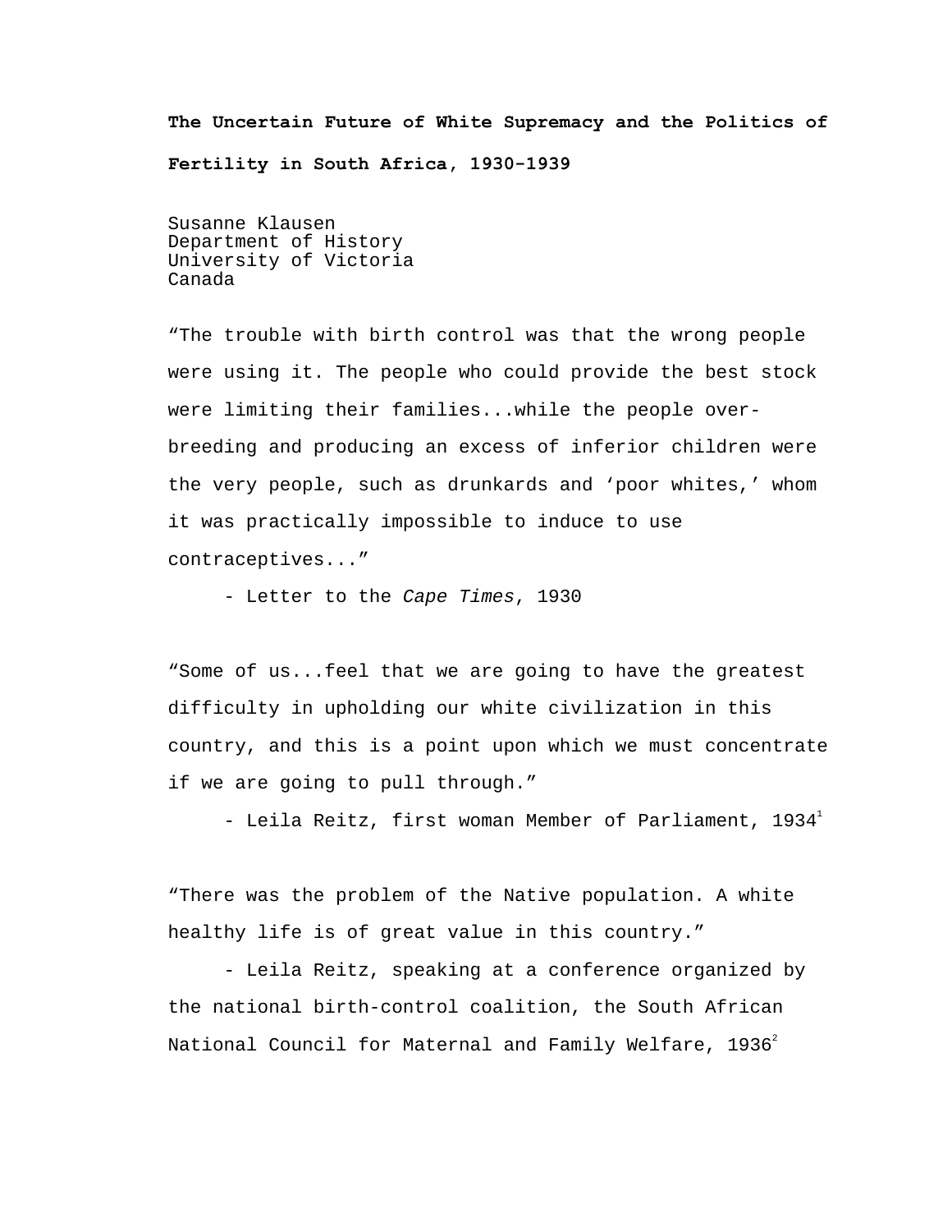# The Uncertain Future of White Supremacy and the Politics of Fertility in South Africa, 1930-1939

Susanne Klausen
Department of History
University of Victoria
Canada

"The trouble with birth control was that the wrong people were using it. The people who could provide the best stock were limiting their families...while the people over-breeding and producing an excess of inferior children were the very people, such as drunkards and 'poor whites,' whom it was practically impossible to induce to use contraceptives..."

- Letter to the *Cape Times*, 1930

"Some of us...feel that we are going to have the greatest difficulty in upholding our white civilization in this country, and this is a point upon which we must concentrate if we are going to pull through."

- Leila Reitz, first woman Member of Parliament, 1934[1]

"There was the problem of the Native population. A white healthy life is of great value in this country."

- Leila Reitz, speaking at a conference organized by the national birth-control coalition, the South African National Council for Maternal and Family Welfare, 1936[2]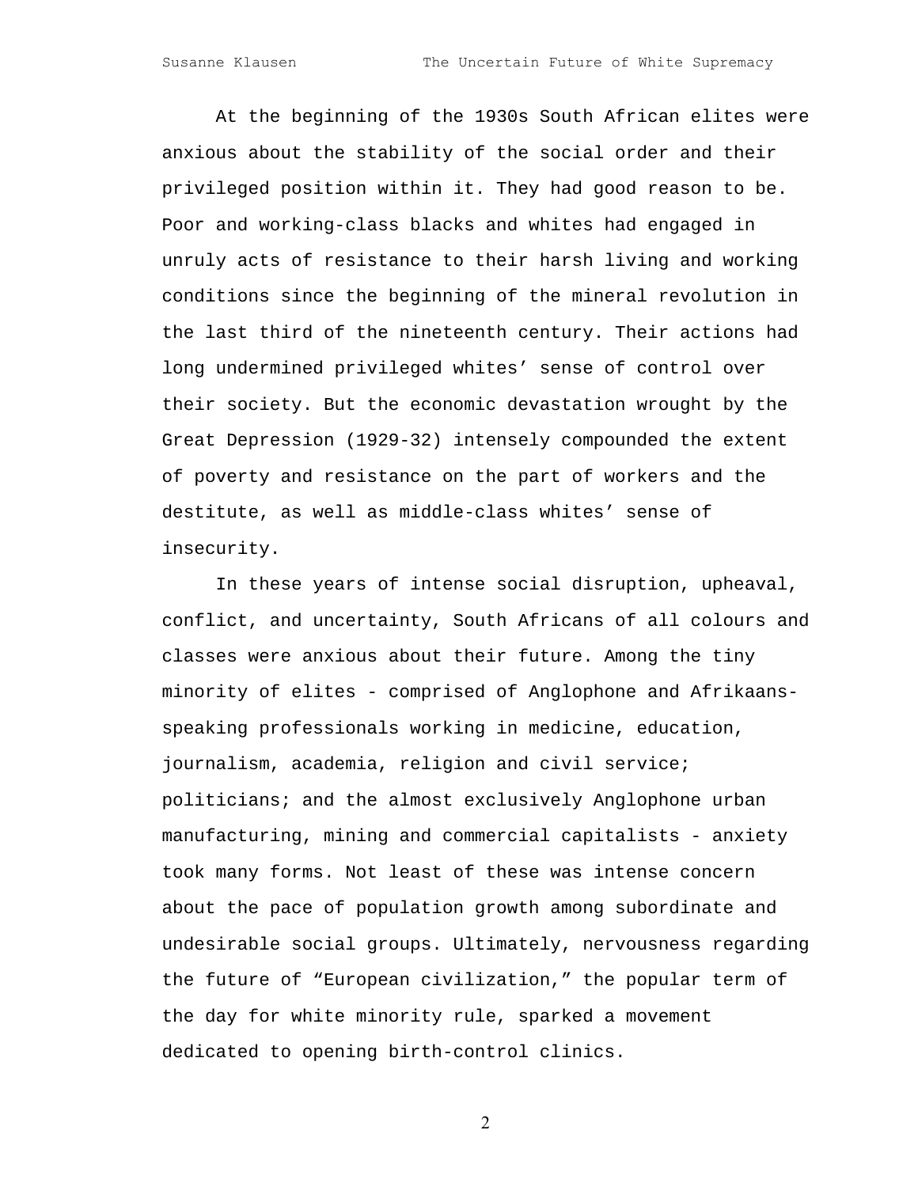At the beginning of the 1930s South African elites were anxious about the stability of the social order and their privileged position within it. They had good reason to be. Poor and working-class blacks and whites had engaged in unruly acts of resistance to their harsh living and working conditions since the beginning of the mineral revolution in the last third of the nineteenth century. Their actions had long undermined privileged whites' sense of control over their society. But the economic devastation wrought by the Great Depression (1929-32) intensely compounded the extent of poverty and resistance on the part of workers and the destitute, as well as middle-class whites' sense of insecurity.

In these years of intense social disruption, upheaval, conflict, and uncertainty, South Africans of all colours and classes were anxious about their future. Among the tiny minority of elites - comprised of Anglophone and Afrikaans-speaking professionals working in medicine, education, journalism, academia, religion and civil service; politicians; and the almost exclusively Anglophone urban manufacturing, mining and commercial capitalists - anxiety took many forms. Not least of these was intense concern about the pace of population growth among subordinate and undesirable social groups. Ultimately, nervousness regarding the future of "European civilization," the popular term of the day for white minority rule, sparked a movement dedicated to opening birth-control clinics.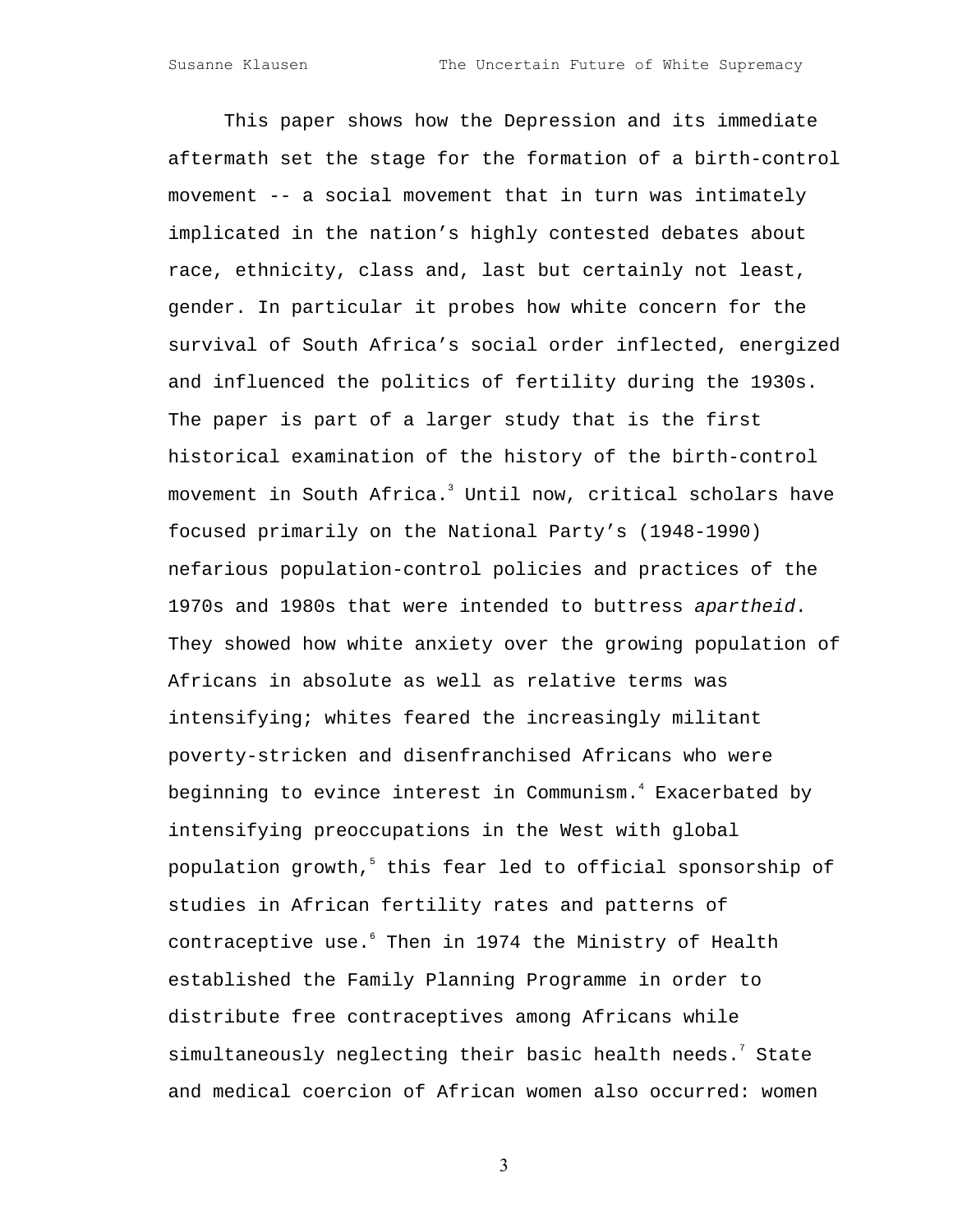This paper shows how the Depression and its immediate aftermath set the stage for the formation of a birth-control movement -- a social movement that in turn was intimately implicated in the nation's highly contested debates about race, ethnicity, class and, last but certainly not least, gender. In particular it probes how white concern for the survival of South Africa's social order inflected, energized and influenced the politics of fertility during the 1930s. The paper is part of a larger study that is the first historical examination of the history of the birth-control movement in South Africa.[3] Until now, critical scholars have focused primarily on the National Party's (1948-1990) nefarious population-control policies and practices of the 1970s and 1980s that were intended to buttress *apartheid*. They showed how white anxiety over the growing population of Africans in absolute as well as relative terms was intensifying; whites feared the increasingly militant poverty-stricken and disenfranchised Africans who were beginning to evince interest in Communism.[4] Exacerbated by intensifying preoccupations in the West with global population growth,[5] this fear led to official sponsorship of studies in African fertility rates and patterns of contraceptive use.[6] Then in 1974 the Ministry of Health established the Family Planning Programme in order to distribute free contraceptives among Africans while simultaneously neglecting their basic health needs.[7] State and medical coercion of African women also occurred: women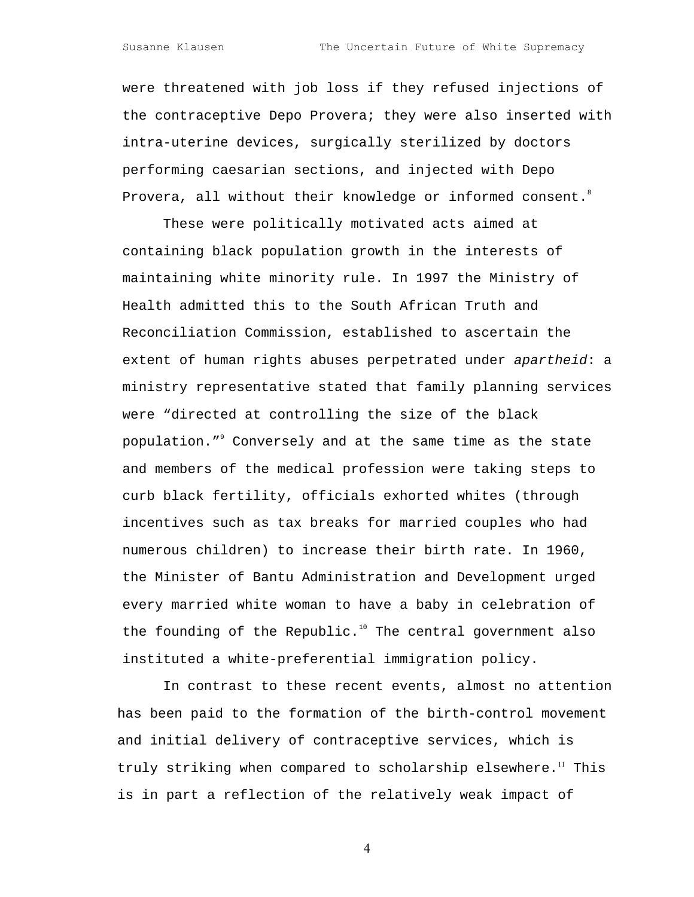were threatened with job loss if they refused injections of the contraceptive Depo Provera; they were also inserted with intra-uterine devices, surgically sterilized by doctors performing caesarian sections, and injected with Depo Provera, all without their knowledge or informed consent.[8]

These were politically motivated acts aimed at containing black population growth in the interests of maintaining white minority rule. In 1997 the Ministry of Health admitted this to the South African Truth and Reconciliation Commission, established to ascertain the extent of human rights abuses perpetrated under *apartheid*: a ministry representative stated that family planning services were "directed at controlling the size of the black population."[9] Conversely and at the same time as the state and members of the medical profession were taking steps to curb black fertility, officials exhorted whites (through incentives such as tax breaks for married couples who had numerous children) to increase their birth rate. In 1960, the Minister of Bantu Administration and Development urged every married white woman to have a baby in celebration of the founding of the Republic.[10] The central government also instituted a white-preferential immigration policy.

In contrast to these recent events, almost no attention has been paid to the formation of the birth-control movement and initial delivery of contraceptive services, which is truly striking when compared to scholarship elsewhere.[11] This is in part a reflection of the relatively weak impact of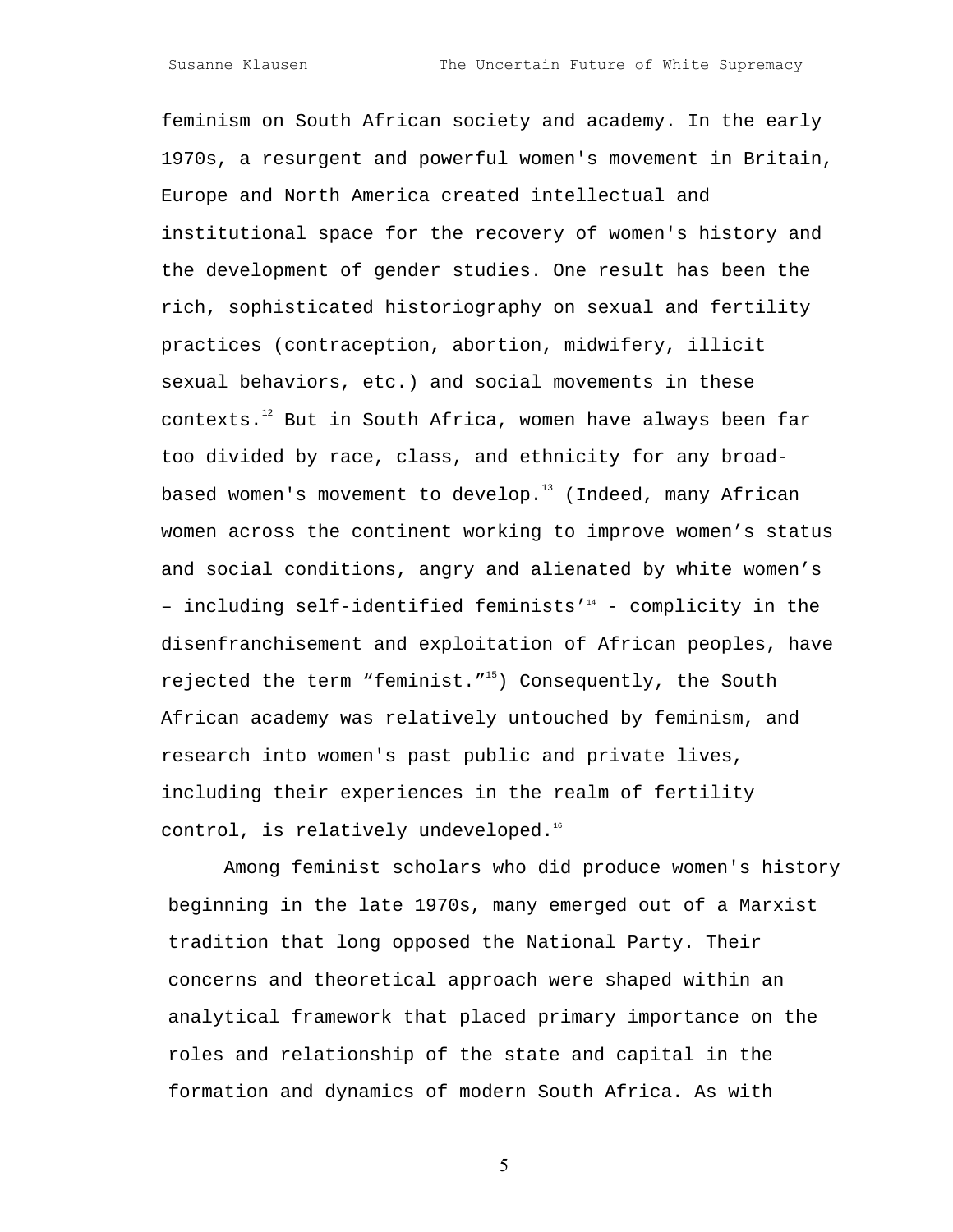feminism on South African society and academy. In the early 1970s, a resurgent and powerful women's movement in Britain, Europe and North America created intellectual and institutional space for the recovery of women's history and the development of gender studies. One result has been the rich, sophisticated historiography on sexual and fertility practices (contraception, abortion, midwifery, illicit sexual behaviors, etc.) and social movements in these contexts.[12] But in South Africa, women have always been far too divided by race, class, and ethnicity for any broad-based women's movement to develop.[13] (Indeed, many African women across the continent working to improve women's status and social conditions, angry and alienated by white women's – including self-identified feminists'[14] - complicity in the disenfranchisement and exploitation of African peoples, have rejected the term "feminist."[15]) Consequently, the South African academy was relatively untouched by feminism, and research into women's past public and private lives, including their experiences in the realm of fertility control, is relatively undeveloped.[16]

Among feminist scholars who did produce women's history beginning in the late 1970s, many emerged out of a Marxist tradition that long opposed the National Party. Their concerns and theoretical approach were shaped within an analytical framework that placed primary importance on the roles and relationship of the state and capital in the formation and dynamics of modern South Africa. As with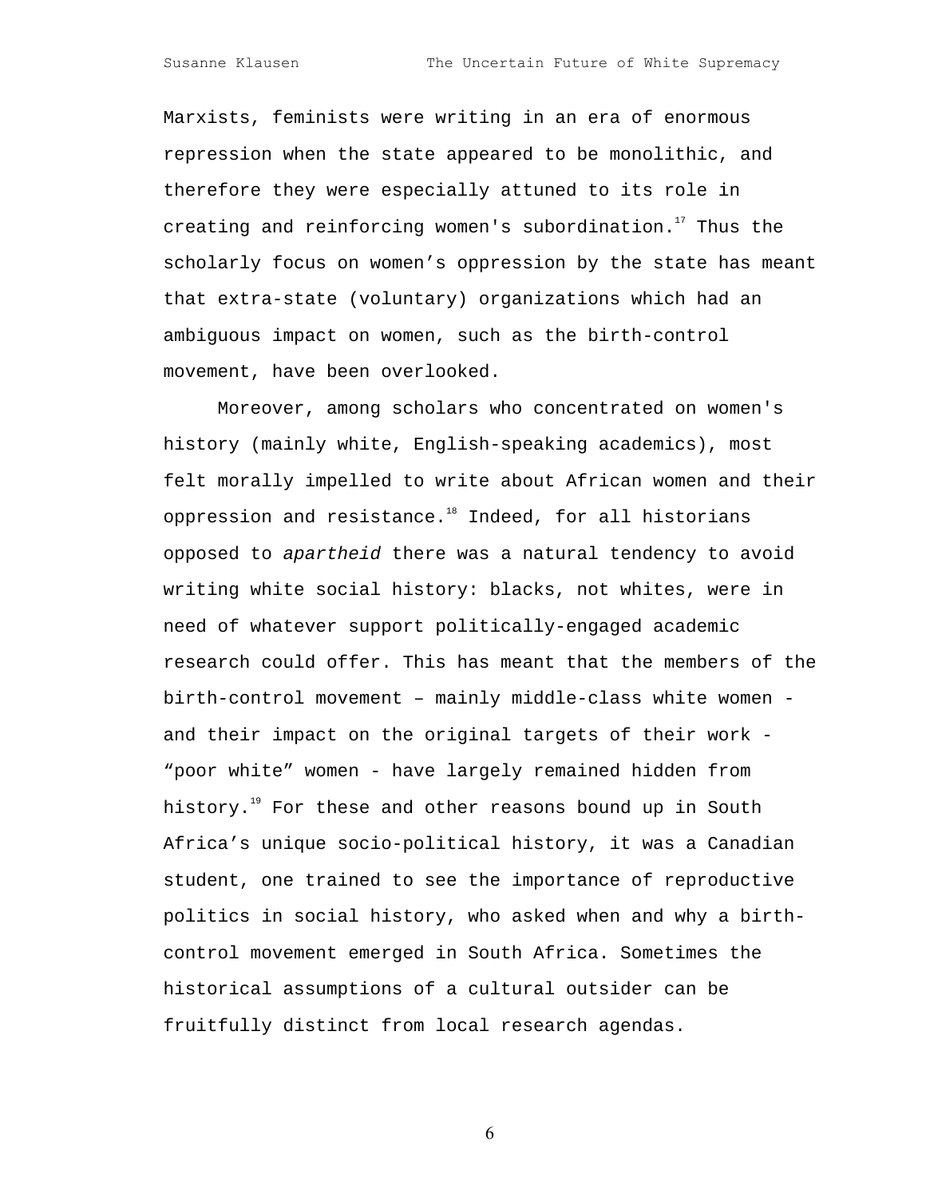Marxists, feminists were writing in an era of enormous repression when the state appeared to be monolithic, and therefore they were especially attuned to its role in creating and reinforcing women's subordination.[17] Thus the scholarly focus on women's oppression by the state has meant that extra-state (voluntary) organizations which had an ambiguous impact on women, such as the birth-control movement, have been overlooked.

Moreover, among scholars who concentrated on women's history (mainly white, English-speaking academics), most felt morally impelled to write about African women and their oppression and resistance.[18] Indeed, for all historians opposed to *apartheid* there was a natural tendency to avoid writing white social history: blacks, not whites, were in need of whatever support politically-engaged academic research could offer. This has meant that the members of the birth-control movement – mainly middle-class white women - and their impact on the original targets of their work - "poor white" women - have largely remained hidden from history.[19] For these and other reasons bound up in South Africa's unique socio-political history, it was a Canadian student, one trained to see the importance of reproductive politics in social history, who asked when and why a birth-control movement emerged in South Africa. Sometimes the historical assumptions of a cultural outsider can be fruitfully distinct from local research agendas.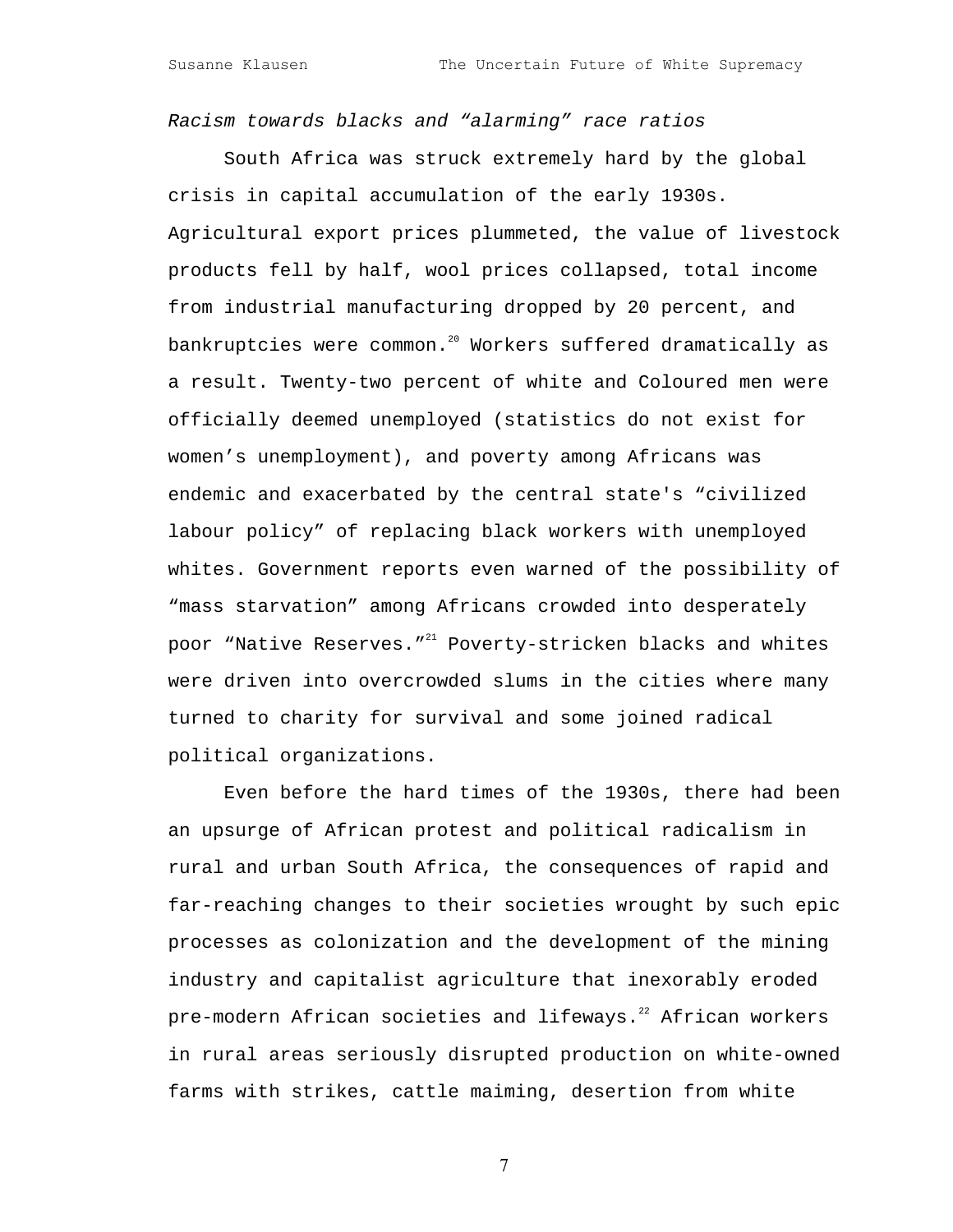*Racism towards blacks and "alarming" race ratios*

South Africa was struck extremely hard by the global crisis in capital accumulation of the early 1930s. Agricultural export prices plummeted, the value of livestock products fell by half, wool prices collapsed, total income from industrial manufacturing dropped by 20 percent, and bankruptcies were common.[20] Workers suffered dramatically as a result. Twenty-two percent of white and Coloured men were officially deemed unemployed (statistics do not exist for women's unemployment), and poverty among Africans was endemic and exacerbated by the central state's "civilized labour policy" of replacing black workers with unemployed whites. Government reports even warned of the possibility of "mass starvation" among Africans crowded into desperately poor "Native Reserves."[21] Poverty-stricken blacks and whites were driven into overcrowded slums in the cities where many turned to charity for survival and some joined radical political organizations.

Even before the hard times of the 1930s, there had been an upsurge of African protest and political radicalism in rural and urban South Africa, the consequences of rapid and far-reaching changes to their societies wrought by such epic processes as colonization and the development of the mining industry and capitalist agriculture that inexorably eroded pre-modern African societies and lifeways.[22] African workers in rural areas seriously disrupted production on white-owned farms with strikes, cattle maiming, desertion from white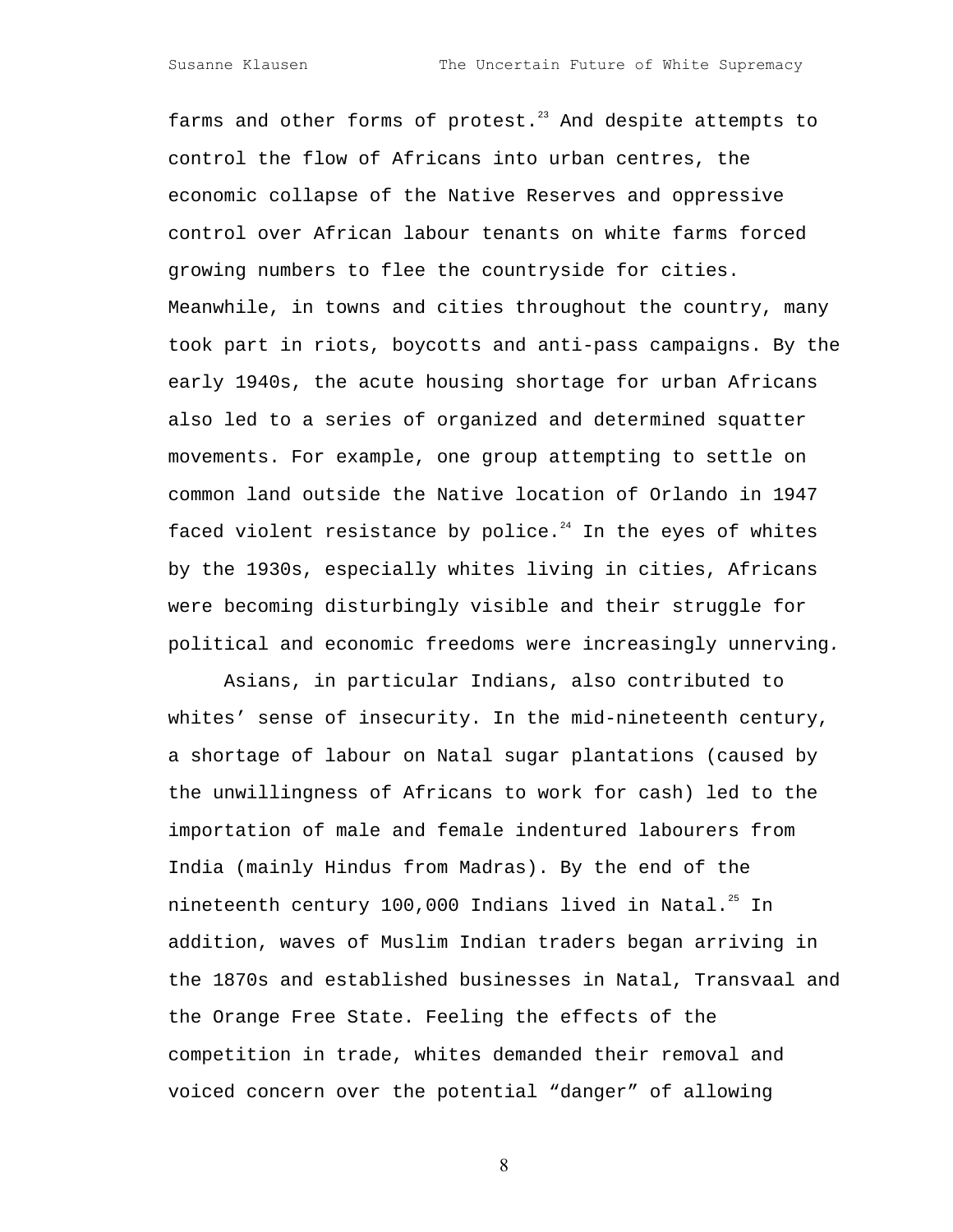farms and other forms of protest.[23] And despite attempts to control the flow of Africans into urban centres, the economic collapse of the Native Reserves and oppressive control over African labour tenants on white farms forced growing numbers to flee the countryside for cities. Meanwhile, in towns and cities throughout the country, many took part in riots, boycotts and anti-pass campaigns. By the early 1940s, the acute housing shortage for urban Africans also led to a series of organized and determined squatter movements. For example, one group attempting to settle on common land outside the Native location of Orlando in 1947 faced violent resistance by police.[24] In the eyes of whites by the 1930s, especially whites living in cities, Africans were becoming disturbingly visible and their struggle for political and economic freedoms were increasingly unnerving.

Asians, in particular Indians, also contributed to whites' sense of insecurity. In the mid-nineteenth century, a shortage of labour on Natal sugar plantations (caused by the unwillingness of Africans to work for cash) led to the importation of male and female indentured labourers from India (mainly Hindus from Madras). By the end of the nineteenth century 100,000 Indians lived in Natal.[25] In addition, waves of Muslim Indian traders began arriving in the 1870s and established businesses in Natal, Transvaal and the Orange Free State. Feeling the effects of the competition in trade, whites demanded their removal and voiced concern over the potential "danger" of allowing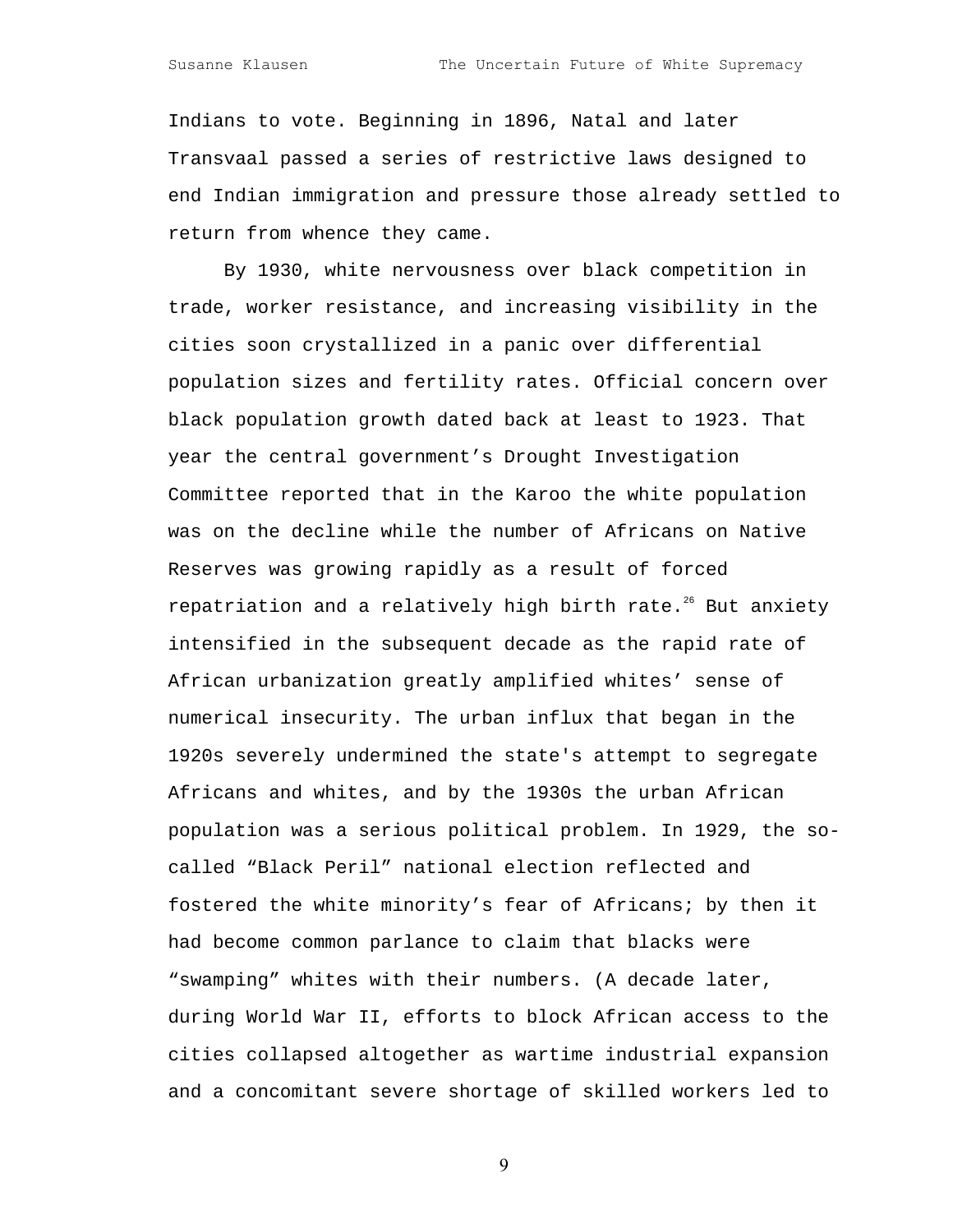Indians to vote. Beginning in 1896, Natal and later Transvaal passed a series of restrictive laws designed to end Indian immigration and pressure those already settled to return from whence they came.

By 1930, white nervousness over black competition in trade, worker resistance, and increasing visibility in the cities soon crystallized in a panic over differential population sizes and fertility rates. Official concern over black population growth dated back at least to 1923. That year the central government's Drought Investigation Committee reported that in the Karoo the white population was on the decline while the number of Africans on Native Reserves was growing rapidly as a result of forced repatriation and a relatively high birth rate.[26] But anxiety intensified in the subsequent decade as the rapid rate of African urbanization greatly amplified whites' sense of numerical insecurity. The urban influx that began in the 1920s severely undermined the state's attempt to segregate Africans and whites, and by the 1930s the urban African population was a serious political problem. In 1929, the so-called "Black Peril" national election reflected and fostered the white minority's fear of Africans; by then it had become common parlance to claim that blacks were "swamping" whites with their numbers. (A decade later, during World War II, efforts to block African access to the cities collapsed altogether as wartime industrial expansion and a concomitant severe shortage of skilled workers led to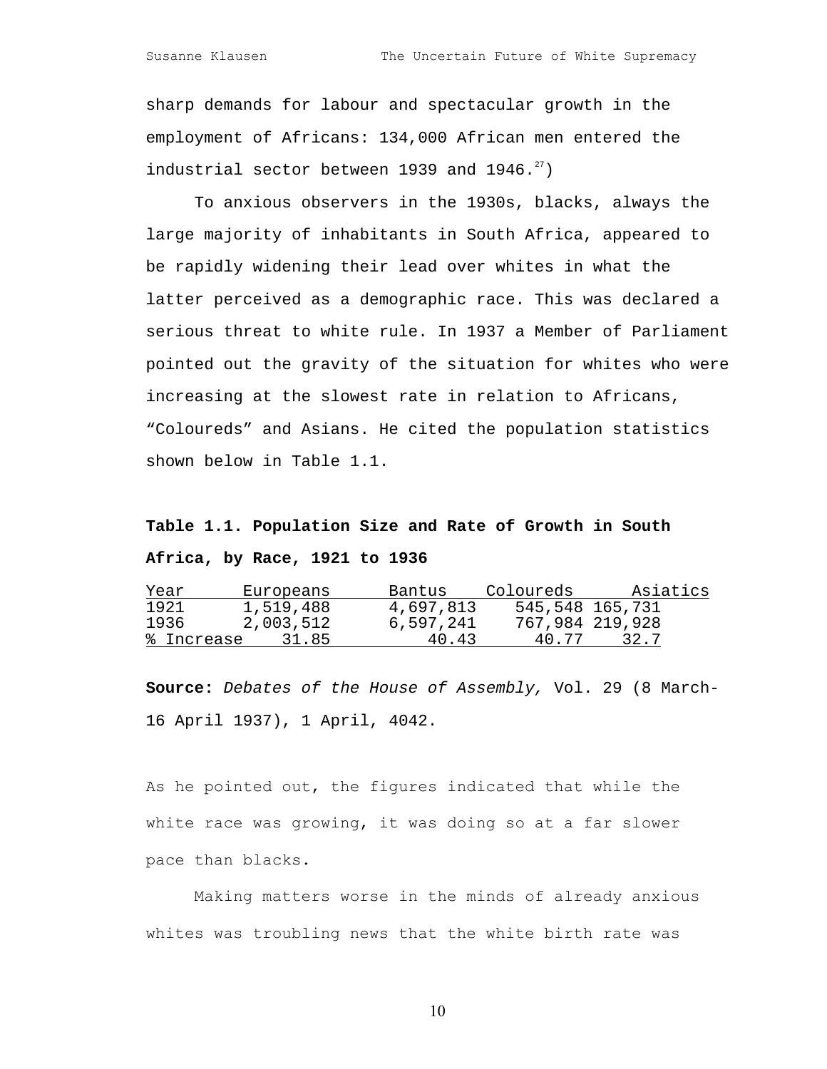sharp demands for labour and spectacular growth in the employment of Africans: 134,000 African men entered the industrial sector between 1939 and 1946.[27])

To anxious observers in the 1930s, blacks, always the large majority of inhabitants in South Africa, appeared to be rapidly widening their lead over whites in what the latter perceived as a demographic race. This was declared a serious threat to white rule. In 1937 a Member of Parliament pointed out the gravity of the situation for whites who were increasing at the slowest rate in relation to Africans, "Coloureds" and Asians. He cited the population statistics shown below in Table 1.1.

**Table 1.1. Population Size and Rate of Growth in South Africa, by Race, 1921 to 1936**

| Year | Europeans | Bantus | Coloureds | Asiatics |
|---|---|---|---|---|
| 1921 | 1,519,488 | 4,697,813 | 545,548 | 165,731 |
| 1936 | 2,003,512 | 6,597,241 | 767,984 | 219,928 |
| % Increase | 31.85 | 40.43 | 40.77 | 32.7 |

**Source:** *Debates of the House of Assembly,* Vol. 29 (8 March-16 April 1937), 1 April, 4042.

As he pointed out, the figures indicated that while the white race was growing, it was doing so at a far slower pace than blacks.

Making matters worse in the minds of already anxious whites was troubling news that the white birth rate was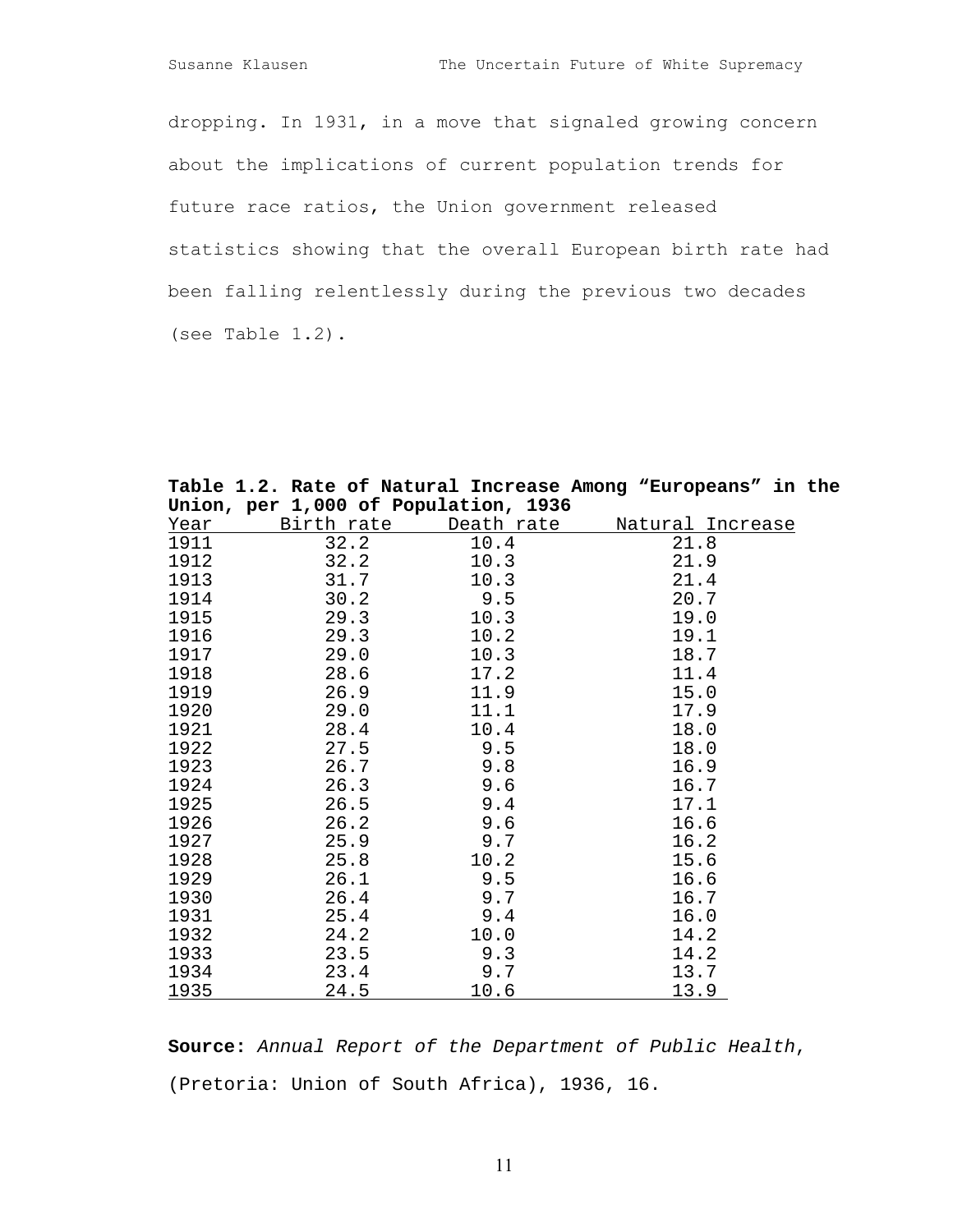dropping. In 1931, in a move that signaled growing concern about the implications of current population trends for future race ratios, the Union government released statistics showing that the overall European birth rate had been falling relentlessly during the previous two decades (see Table 1.2).

**Table 1.2. Rate of Natural Increase Among "Europeans" in the Union, per 1,000 of Population, 1936**

| Year | Birth rate | Death rate | Natural Increase |
|---|---|---|---|
| 1911 | 32.2 | 10.4 | 21.8 |
| 1912 | 32.2 | 10.3 | 21.9 |
| 1913 | 31.7 | 10.3 | 21.4 |
| 1914 | 30.2 | 9.5 | 20.7 |
| 1915 | 29.3 | 10.3 | 19.0 |
| 1916 | 29.3 | 10.2 | 19.1 |
| 1917 | 29.0 | 10.3 | 18.7 |
| 1918 | 28.6 | 17.2 | 11.4 |
| 1919 | 26.9 | 11.9 | 15.0 |
| 1920 | 29.0 | 11.1 | 17.9 |
| 1921 | 28.4 | 10.4 | 18.0 |
| 1922 | 27.5 | 9.5 | 18.0 |
| 1923 | 26.7 | 9.8 | 16.9 |
| 1924 | 26.3 | 9.6 | 16.7 |
| 1925 | 26.5 | 9.4 | 17.1 |
| 1926 | 26.2 | 9.6 | 16.6 |
| 1927 | 25.9 | 9.7 | 16.2 |
| 1928 | 25.8 | 10.2 | 15.6 |
| 1929 | 26.1 | 9.5 | 16.6 |
| 1930 | 26.4 | 9.7 | 16.7 |
| 1931 | 25.4 | 9.4 | 16.0 |
| 1932 | 24.2 | 10.0 | 14.2 |
| 1933 | 23.5 | 9.3 | 14.2 |
| 1934 | 23.4 | 9.7 | 13.7 |
| 1935 | 24.5 | 10.6 | 13.9 |

**Source:** *Annual Report of the Department of Public Health*, (Pretoria: Union of South Africa), 1936, 16.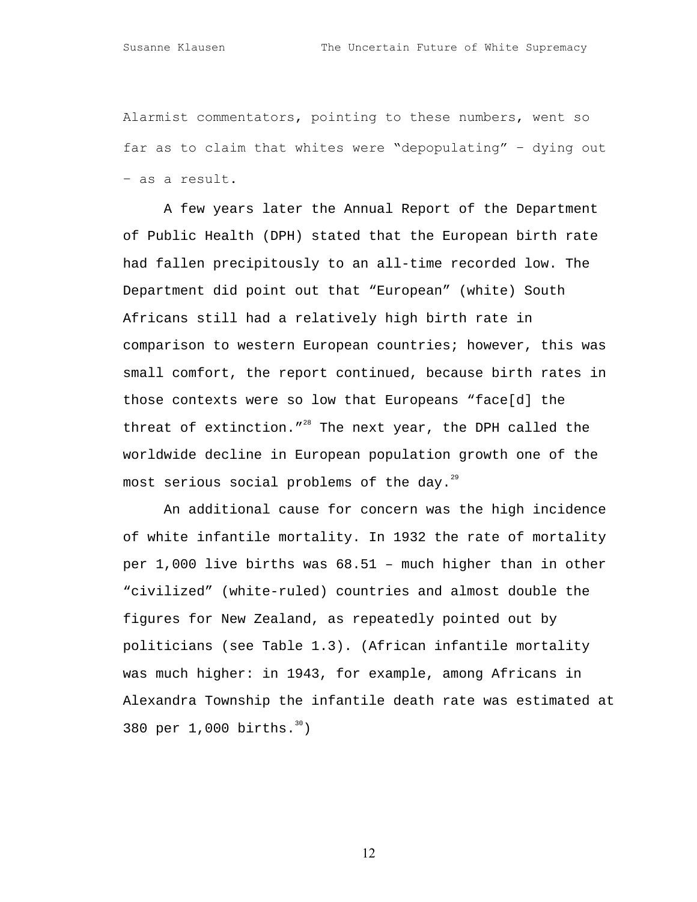Alarmist commentators, pointing to these numbers, went so far as to claim that whites were "depopulating" – dying out – as a result.

A few years later the Annual Report of the Department of Public Health (DPH) stated that the European birth rate had fallen precipitously to an all-time recorded low. The Department did point out that "European" (white) South Africans still had a relatively high birth rate in comparison to western European countries; however, this was small comfort, the report continued, because birth rates in those contexts were so low that Europeans "face[d] the threat of extinction."[28] The next year, the DPH called the worldwide decline in European population growth one of the most serious social problems of the day.[29]

An additional cause for concern was the high incidence of white infantile mortality. In 1932 the rate of mortality per 1,000 live births was 68.51 – much higher than in other "civilized" (white-ruled) countries and almost double the figures for New Zealand, as repeatedly pointed out by politicians (see Table 1.3). (African infantile mortality was much higher: in 1943, for example, among Africans in Alexandra Township the infantile death rate was estimated at 380 per 1,000 births.[30])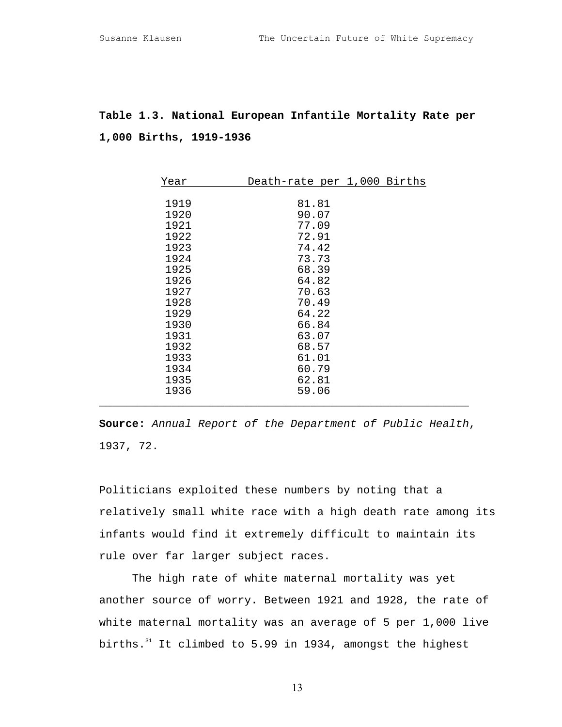**Table 1.3. National European Infantile Mortality Rate per 1,000 Births, 1919-1936**

| Year | Death-rate per 1,000 Births |
|---|---|
| 1919 | 81.81 |
| 1920 | 90.07 |
| 1921 | 77.09 |
| 1922 | 72.91 |
| 1923 | 74.42 |
| 1924 | 73.73 |
| 1925 | 68.39 |
| 1926 | 64.82 |
| 1927 | 70.63 |
| 1928 | 70.49 |
| 1929 | 64.22 |
| 1930 | 66.84 |
| 1931 | 63.07 |
| 1932 | 68.57 |
| 1933 | 61.01 |
| 1934 | 60.79 |
| 1935 | 62.81 |
| 1936 | 59.06 |

**Source:** *Annual Report of the Department of Public Health*, 1937, 72.

Politicians exploited these numbers by noting that a relatively small white race with a high death rate among its infants would find it extremely difficult to maintain its rule over far larger subject races.

The high rate of white maternal mortality was yet another source of worry. Between 1921 and 1928, the rate of white maternal mortality was an average of 5 per 1,000 live births.[31] It climbed to 5.99 in 1934, amongst the highest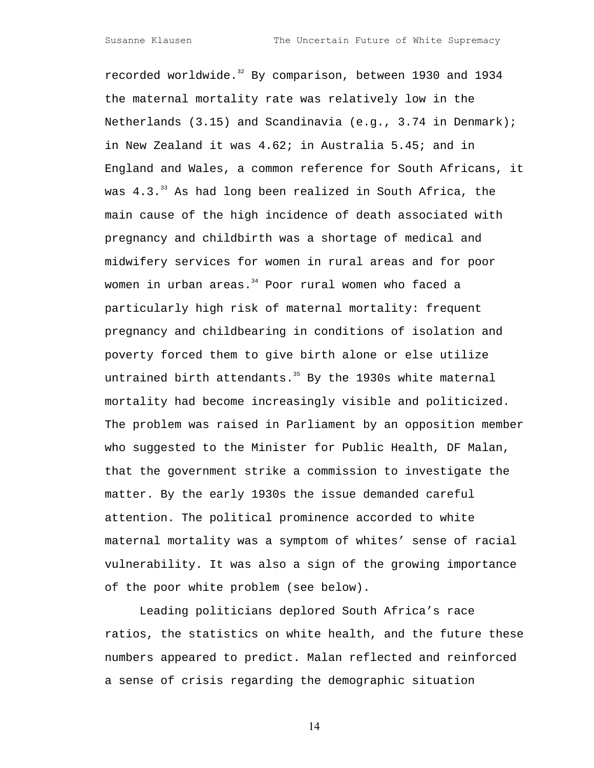recorded worldwide.[32] By comparison, between 1930 and 1934 the maternal mortality rate was relatively low in the Netherlands (3.15) and Scandinavia (e.g., 3.74 in Denmark); in New Zealand it was 4.62; in Australia 5.45; and in England and Wales, a common reference for South Africans, it was 4.3.[33] As had long been realized in South Africa, the main cause of the high incidence of death associated with pregnancy and childbirth was a shortage of medical and midwifery services for women in rural areas and for poor women in urban areas.[34] Poor rural women who faced a particularly high risk of maternal mortality: frequent pregnancy and childbearing in conditions of isolation and poverty forced them to give birth alone or else utilize untrained birth attendants.[35] By the 1930s white maternal mortality had become increasingly visible and politicized. The problem was raised in Parliament by an opposition member who suggested to the Minister for Public Health, DF Malan, that the government strike a commission to investigate the matter. By the early 1930s the issue demanded careful attention. The political prominence accorded to white maternal mortality was a symptom of whites' sense of racial vulnerability. It was also a sign of the growing importance of the poor white problem (see below).

Leading politicians deplored South Africa's race ratios, the statistics on white health, and the future these numbers appeared to predict. Malan reflected and reinforced a sense of crisis regarding the demographic situation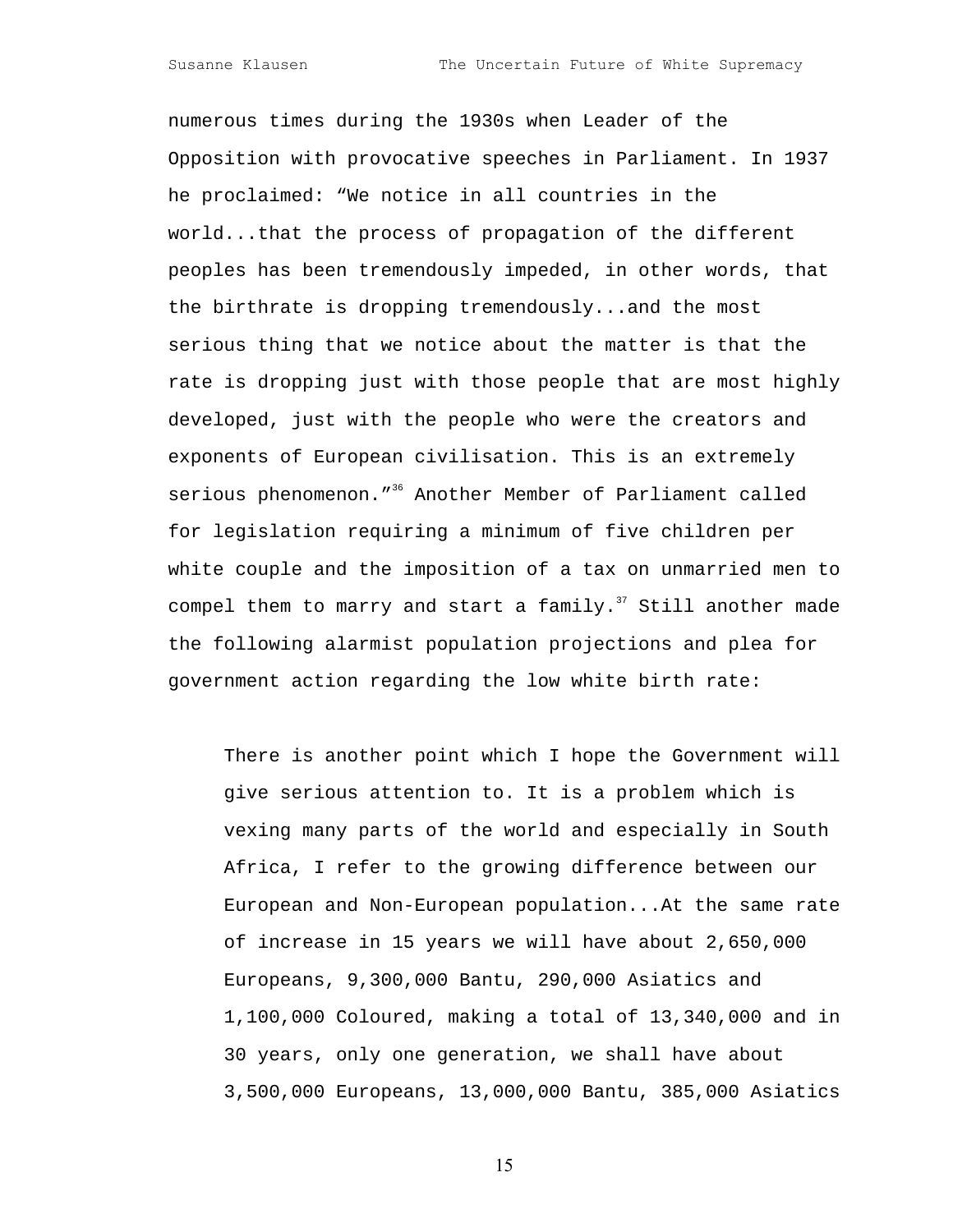numerous times during the 1930s when Leader of the Opposition with provocative speeches in Parliament. In 1937 he proclaimed: "We notice in all countries in the world...that the process of propagation of the different peoples has been tremendously impeded, in other words, that the birthrate is dropping tremendously...and the most serious thing that we notice about the matter is that the rate is dropping just with those people that are most highly developed, just with the people who were the creators and exponents of European civilisation. This is an extremely serious phenomenon."[36] Another Member of Parliament called for legislation requiring a minimum of five children per white couple and the imposition of a tax on unmarried men to compel them to marry and start a family.[37] Still another made the following alarmist population projections and plea for government action regarding the low white birth rate:

> There is another point which I hope the Government will give serious attention to. It is a problem which is vexing many parts of the world and especially in South Africa, I refer to the growing difference between our European and Non-European population...At the same rate of increase in 15 years we will have about 2,650,000 Europeans, 9,300,000 Bantu, 290,000 Asiatics and 1,100,000 Coloured, making a total of 13,340,000 and in 30 years, only one generation, we shall have about 3,500,000 Europeans, 13,000,000 Bantu, 385,000 Asiatics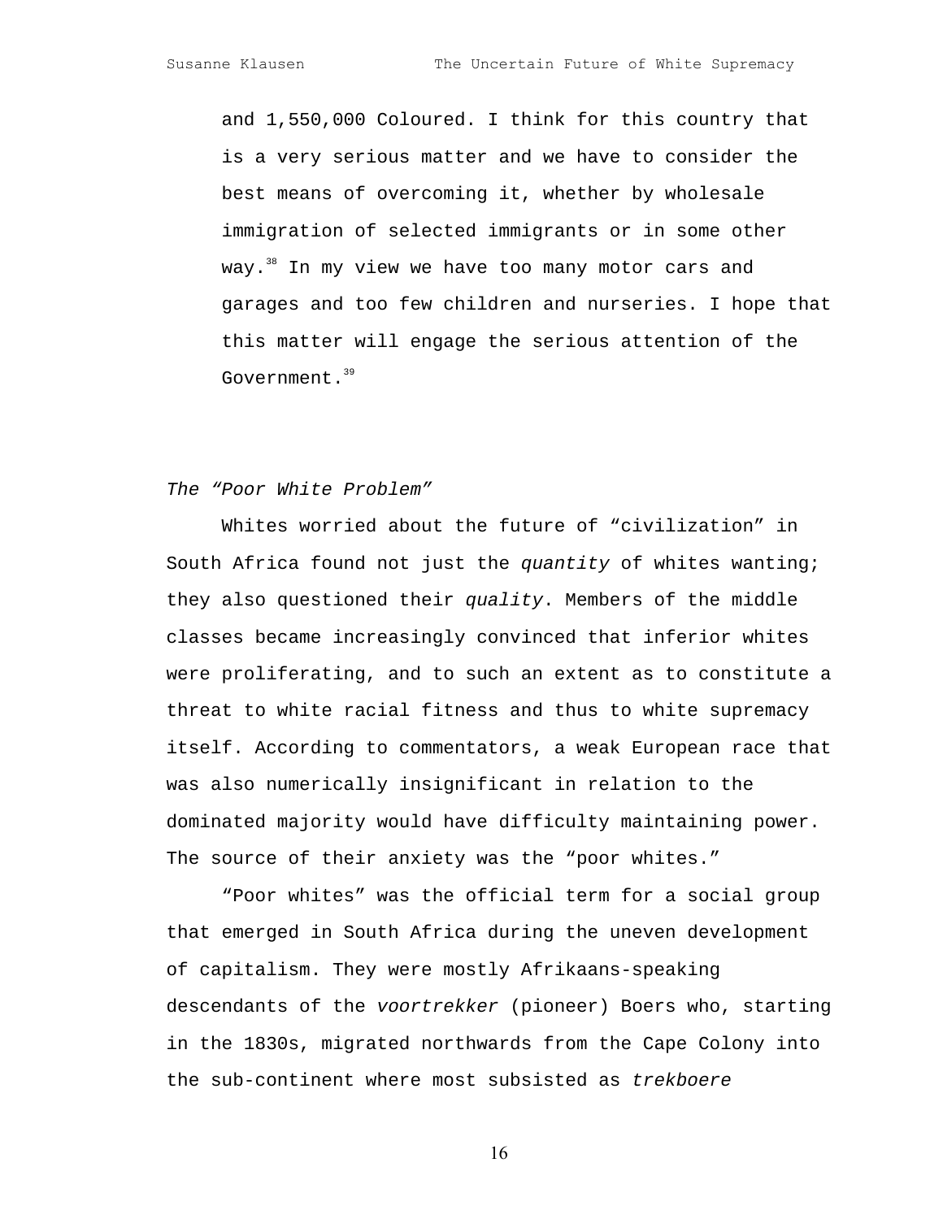> and 1,550,000 Coloured. I think for this country that is a very serious matter and we have to consider the best means of overcoming it, whether by wholesale immigration of selected immigrants or in some other way.[38] In my view we have too many motor cars and garages and too few children and nurseries. I hope that this matter will engage the serious attention of the Government.[39]

*The "Poor White Problem"*

Whites worried about the future of "civilization" in South Africa found not just the *quantity* of whites wanting; they also questioned their *quality*. Members of the middle classes became increasingly convinced that inferior whites were proliferating, and to such an extent as to constitute a threat to white racial fitness and thus to white supremacy itself. According to commentators, a weak European race that was also numerically insignificant in relation to the dominated majority would have difficulty maintaining power. The source of their anxiety was the "poor whites."

"Poor whites" was the official term for a social group that emerged in South Africa during the uneven development of capitalism. They were mostly Afrikaans-speaking descendants of the *voortrekker* (pioneer) Boers who, starting in the 1830s, migrated northwards from the Cape Colony into the sub-continent where most subsisted as *trekboere*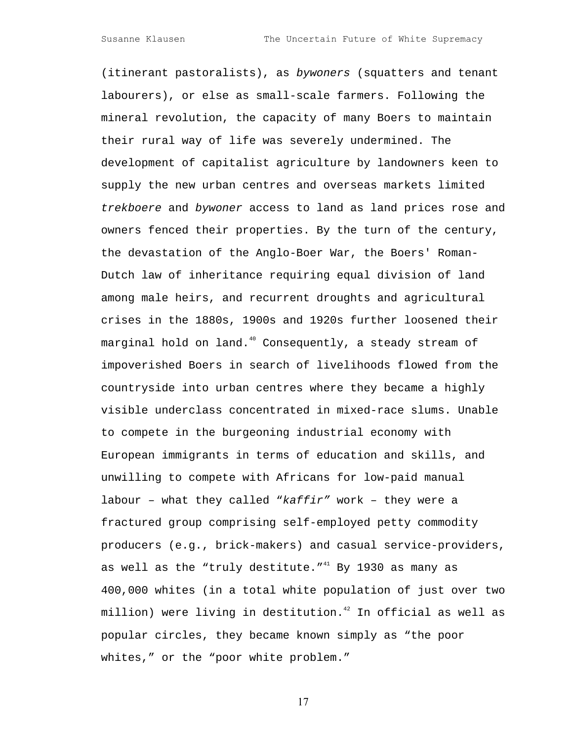(itinerant pastoralists), as *bywoners* (squatters and tenant labourers), or else as small-scale farmers. Following the mineral revolution, the capacity of many Boers to maintain their rural way of life was severely undermined. The development of capitalist agriculture by landowners keen to supply the new urban centres and overseas markets limited *trekboere* and *bywoner* access to land as land prices rose and owners fenced their properties. By the turn of the century, the devastation of the Anglo-Boer War, the Boers' Roman-Dutch law of inheritance requiring equal division of land among male heirs, and recurrent droughts and agricultural crises in the 1880s, 1900s and 1920s further loosened their marginal hold on land.[40] Consequently, a steady stream of impoverished Boers in search of livelihoods flowed from the countryside into urban centres where they became a highly visible underclass concentrated in mixed-race slums. Unable to compete in the burgeoning industrial economy with European immigrants in terms of education and skills, and unwilling to compete with Africans for low-paid manual labour – what they called "*kaffir*" work – they were a fractured group comprising self-employed petty commodity producers (e.g., brick-makers) and casual service-providers, as well as the "truly destitute."[41] By 1930 as many as 400,000 whites (in a total white population of just over two million) were living in destitution.[42] In official as well as popular circles, they became known simply as "the poor whites," or the "poor white problem."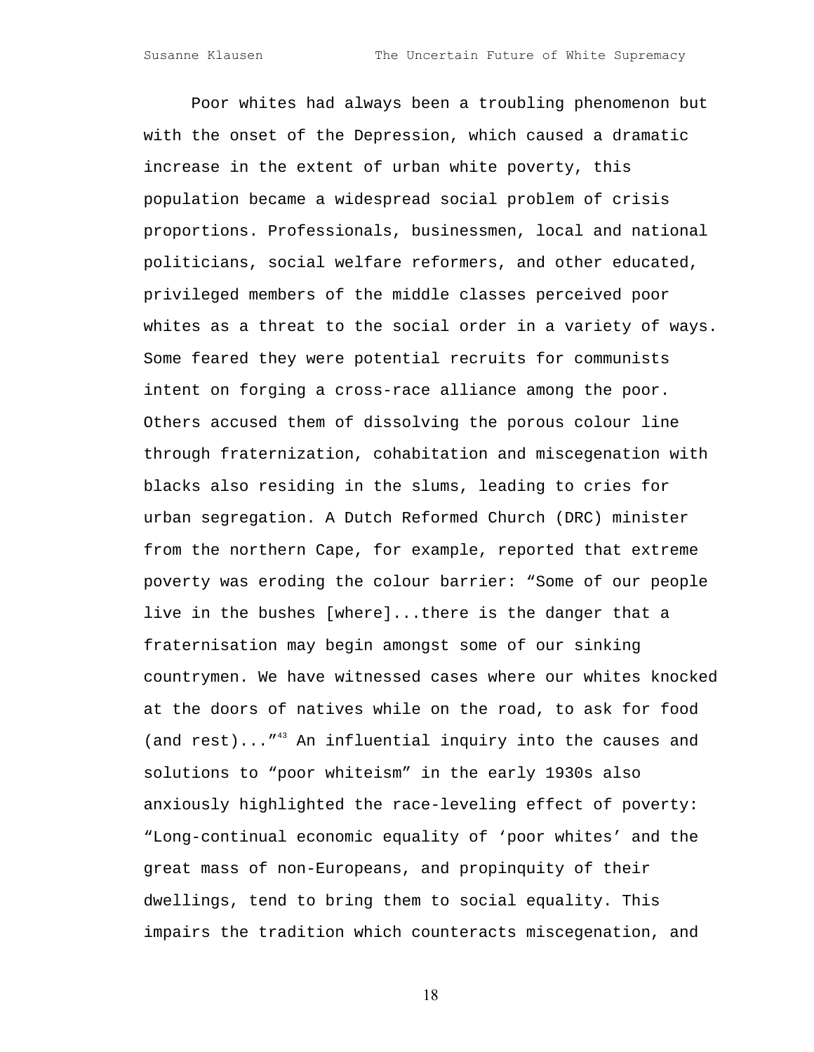Poor whites had always been a troubling phenomenon but with the onset of the Depression, which caused a dramatic increase in the extent of urban white poverty, this population became a widespread social problem of crisis proportions. Professionals, businessmen, local and national politicians, social welfare reformers, and other educated, privileged members of the middle classes perceived poor whites as a threat to the social order in a variety of ways. Some feared they were potential recruits for communists intent on forging a cross-race alliance among the poor. Others accused them of dissolving the porous colour line through fraternization, cohabitation and miscegenation with blacks also residing in the slums, leading to cries for urban segregation. A Dutch Reformed Church (DRC) minister from the northern Cape, for example, reported that extreme poverty was eroding the colour barrier: “Some of our people live in the bushes [where]...there is the danger that a fraternisation may begin amongst some of our sinking countrymen. We have witnessed cases where our whites knocked at the doors of natives while on the road, to ask for food (and rest)...”[43] An influential inquiry into the causes and solutions to “poor whiteism” in the early 1930s also anxiously highlighted the race-leveling effect of poverty: “Long-continual economic equality of ‘poor whites’ and the great mass of non-Europeans, and propinquity of their dwellings, tend to bring them to social equality. This impairs the tradition which counteracts miscegenation, and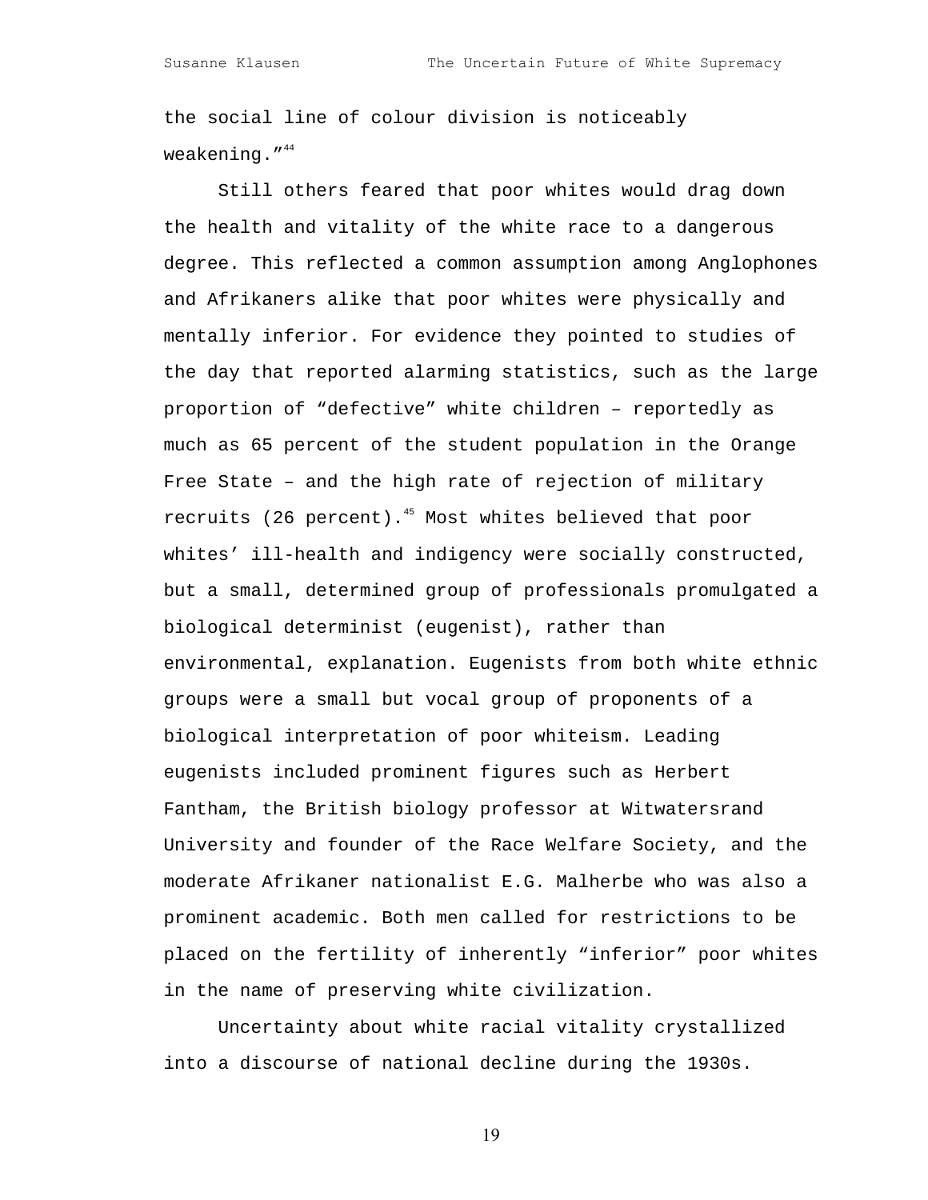the social line of colour division is noticeably weakening."[44]

Still others feared that poor whites would drag down the health and vitality of the white race to a dangerous degree. This reflected a common assumption among Anglophones and Afrikaners alike that poor whites were physically and mentally inferior. For evidence they pointed to studies of the day that reported alarming statistics, such as the large proportion of "defective" white children – reportedly as much as 65 percent of the student population in the Orange Free State – and the high rate of rejection of military recruits (26 percent).[45] Most whites believed that poor whites' ill-health and indigency were socially constructed, but a small, determined group of professionals promulgated a biological determinist (eugenist), rather than environmental, explanation. Eugenists from both white ethnic groups were a small but vocal group of proponents of a biological interpretation of poor whiteism. Leading eugenists included prominent figures such as Herbert Fantham, the British biology professor at Witwatersrand University and founder of the Race Welfare Society, and the moderate Afrikaner nationalist E.G. Malherbe who was also a prominent academic. Both men called for restrictions to be placed on the fertility of inherently "inferior" poor whites in the name of preserving white civilization.

Uncertainty about white racial vitality crystallized into a discourse of national decline during the 1930s.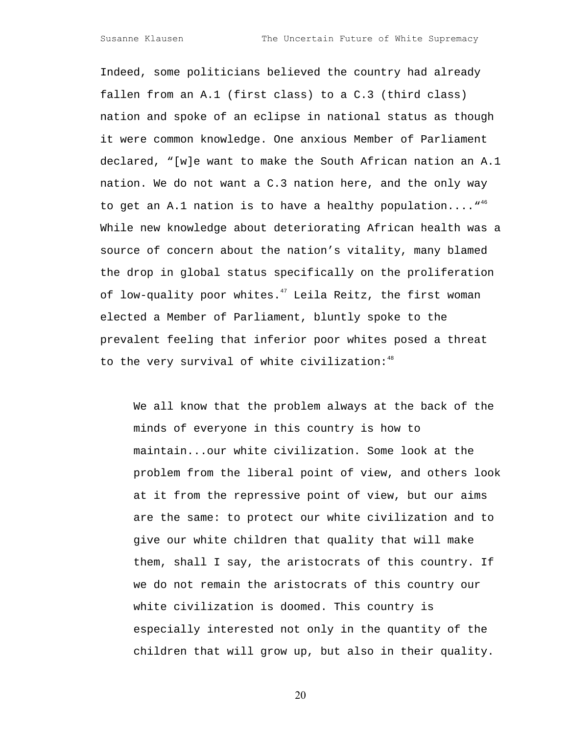Indeed, some politicians believed the country had already fallen from an A.1 (first class) to a C.3 (third class) nation and spoke of an eclipse in national status as though it were common knowledge. One anxious Member of Parliament declared, "[w]e want to make the South African nation an A.1 nation. We do not want a C.3 nation here, and the only way to get an A.1 nation is to have a healthy population...."[46] While new knowledge about deteriorating African health was a source of concern about the nation's vitality, many blamed the drop in global status specifically on the proliferation of low-quality poor whites.[47] Leila Reitz, the first woman elected a Member of Parliament, bluntly spoke to the prevalent feeling that inferior poor whites posed a threat to the very survival of white civilization:[48]

> We all know that the problem always at the back of the minds of everyone in this country is how to maintain...our white civilization. Some look at the problem from the liberal point of view, and others look at it from the repressive point of view, but our aims are the same: to protect our white civilization and to give our white children that quality that will make them, shall I say, the aristocrats of this country. If we do not remain the aristocrats of this country our white civilization is doomed. This country is especially interested not only in the quantity of the children that will grow up, but also in their quality.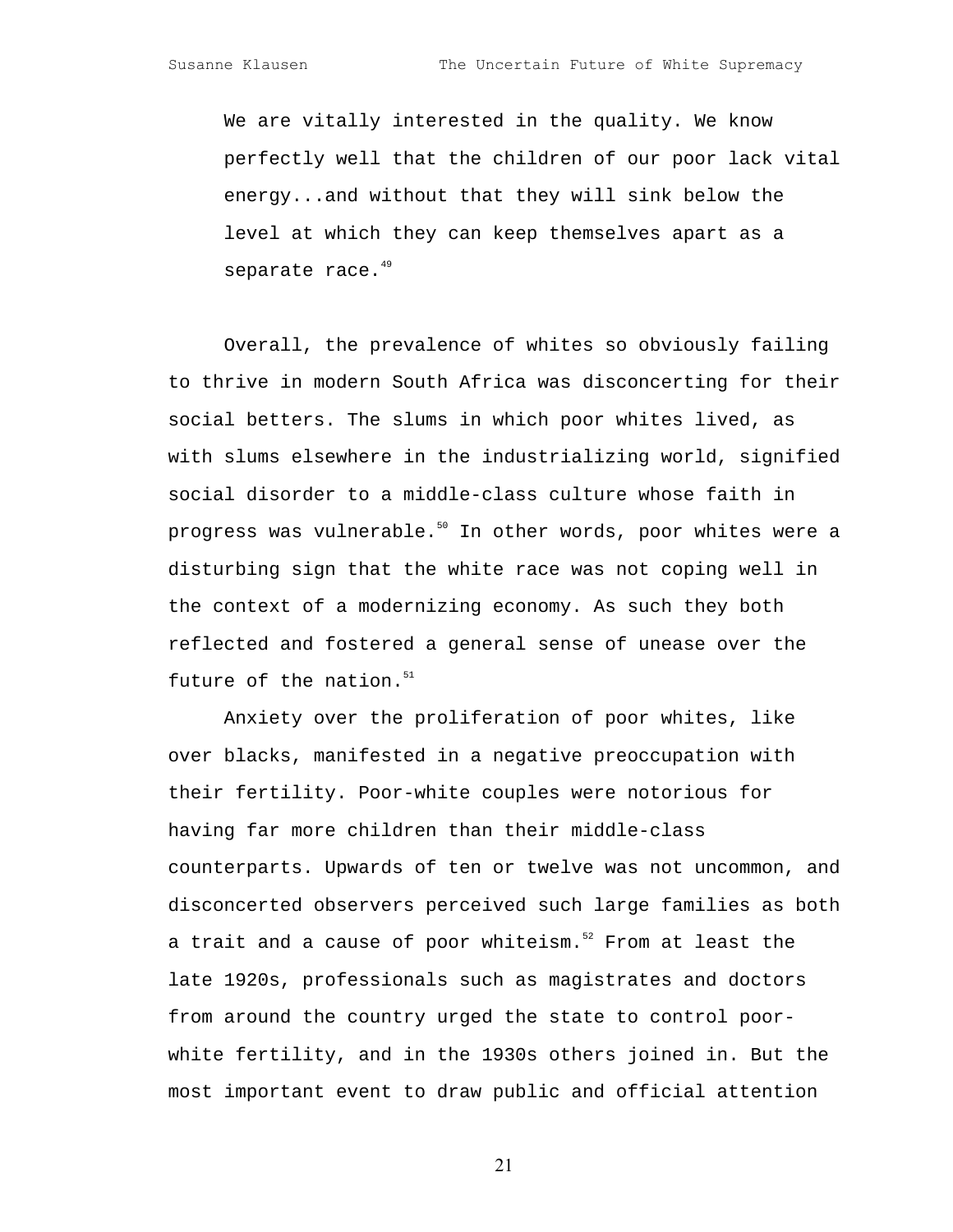> We are vitally interested in the quality. We know perfectly well that the children of our poor lack vital energy...and without that they will sink below the level at which they can keep themselves apart as a separate race.[49]

Overall, the prevalence of whites so obviously failing to thrive in modern South Africa was disconcerting for their social betters. The slums in which poor whites lived, as with slums elsewhere in the industrializing world, signified social disorder to a middle-class culture whose faith in progress was vulnerable.[50] In other words, poor whites were a disturbing sign that the white race was not coping well in the context of a modernizing economy. As such they both reflected and fostered a general sense of unease over the future of the nation.[51]

Anxiety over the proliferation of poor whites, like over blacks, manifested in a negative preoccupation with their fertility. Poor-white couples were notorious for having far more children than their middle-class counterparts. Upwards of ten or twelve was not uncommon, and disconcerted observers perceived such large families as both a trait and a cause of poor whiteism.[52] From at least the late 1920s, professionals such as magistrates and doctors from around the country urged the state to control poor-white fertility, and in the 1930s others joined in. But the most important event to draw public and official attention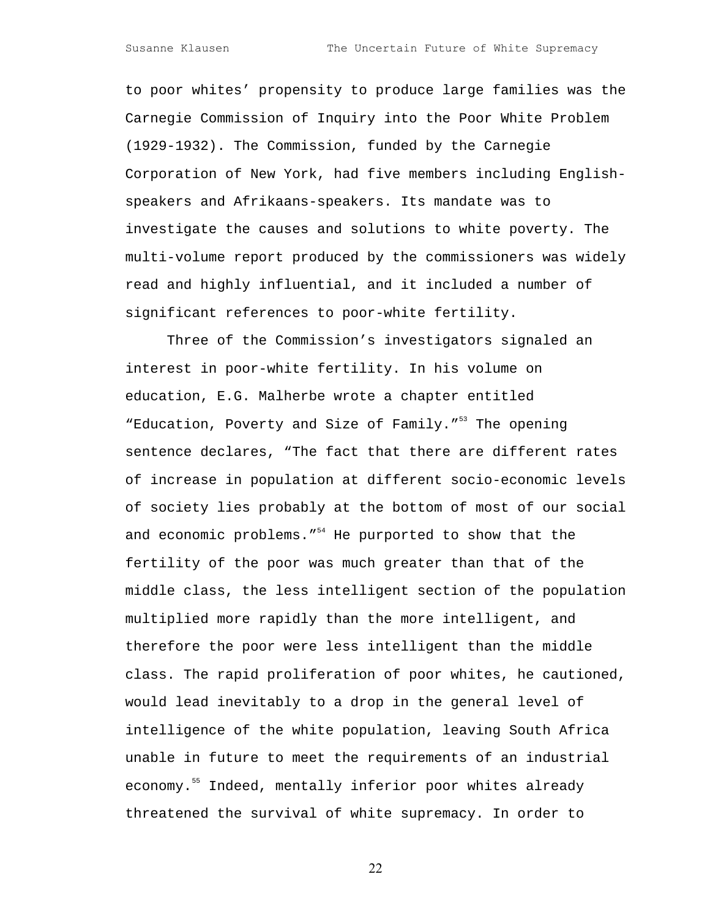to poor whites' propensity to produce large families was the Carnegie Commission of Inquiry into the Poor White Problem (1929-1932). The Commission, funded by the Carnegie Corporation of New York, had five members including English-speakers and Afrikaans-speakers. Its mandate was to investigate the causes and solutions to white poverty. The multi-volume report produced by the commissioners was widely read and highly influential, and it included a number of significant references to poor-white fertility.

Three of the Commission's investigators signaled an interest in poor-white fertility. In his volume on education, E.G. Malherbe wrote a chapter entitled "Education, Poverty and Size of Family."[53] The opening sentence declares, "The fact that there are different rates of increase in population at different socio-economic levels of society lies probably at the bottom of most of our social and economic problems."[54] He purported to show that the fertility of the poor was much greater than that of the middle class, the less intelligent section of the population multiplied more rapidly than the more intelligent, and therefore the poor were less intelligent than the middle class. The rapid proliferation of poor whites, he cautioned, would lead inevitably to a drop in the general level of intelligence of the white population, leaving South Africa unable in future to meet the requirements of an industrial economy.[55] Indeed, mentally inferior poor whites already threatened the survival of white supremacy. In order to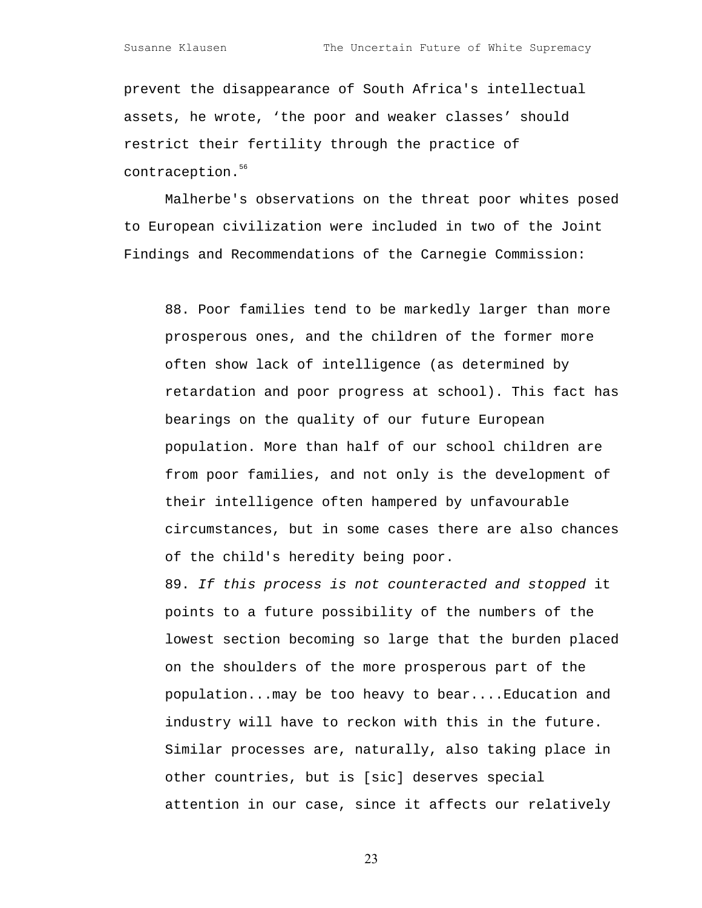prevent the disappearance of South Africa's intellectual assets, he wrote, 'the poor and weaker classes' should restrict their fertility through the practice of contraception.[56]

Malherbe's observations on the threat poor whites posed to European civilization were included in two of the Joint Findings and Recommendations of the Carnegie Commission:

> 88. Poor families tend to be markedly larger than more prosperous ones, and the children of the former more often show lack of intelligence (as determined by retardation and poor progress at school). This fact has bearings on the quality of our future European population. More than half of our school children are from poor families, and not only is the development of their intelligence often hampered by unfavourable circumstances, but in some cases there are also chances of the child's heredity being poor.
>
> 89. *If this process is not counteracted and stopped* it points to a future possibility of the numbers of the lowest section becoming so large that the burden placed on the shoulders of the more prosperous part of the population...may be too heavy to bear....Education and industry will have to reckon with this in the future. Similar processes are, naturally, also taking place in other countries, but is [sic] deserves special attention in our case, since it affects our relatively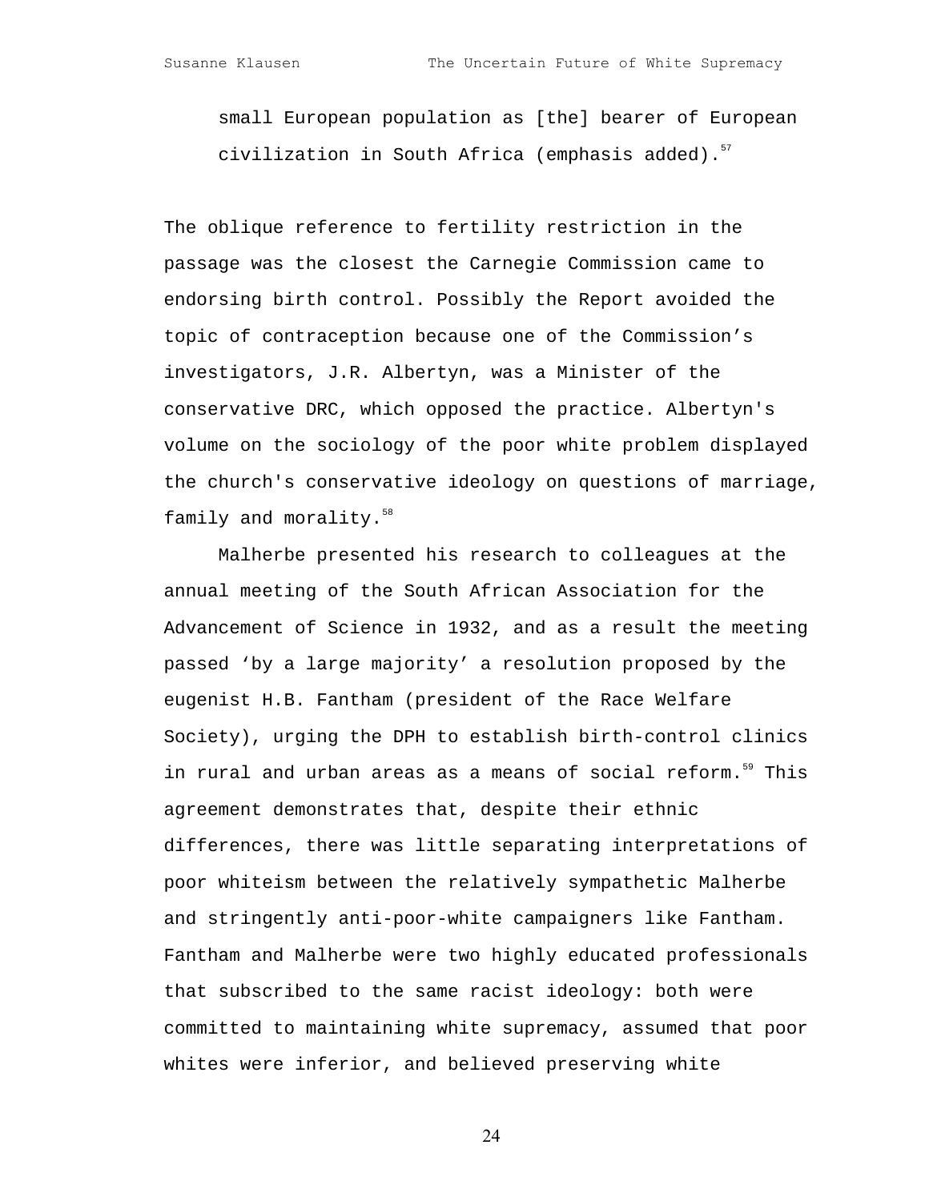small European population as [the] bearer of European civilization in South Africa (emphasis added).[57]

The oblique reference to fertility restriction in the passage was the closest the Carnegie Commission came to endorsing birth control. Possibly the Report avoided the topic of contraception because one of the Commission's investigators, J.R. Albertyn, was a Minister of the conservative DRC, which opposed the practice. Albertyn's volume on the sociology of the poor white problem displayed the church's conservative ideology on questions of marriage, family and morality.[58]

Malherbe presented his research to colleagues at the annual meeting of the South African Association for the Advancement of Science in 1932, and as a result the meeting passed 'by a large majority' a resolution proposed by the eugenist H.B. Fantham (president of the Race Welfare Society), urging the DPH to establish birth-control clinics in rural and urban areas as a means of social reform.[59] This agreement demonstrates that, despite their ethnic differences, there was little separating interpretations of poor whiteism between the relatively sympathetic Malherbe and stringently anti-poor-white campaigners like Fantham. Fantham and Malherbe were two highly educated professionals that subscribed to the same racist ideology: both were committed to maintaining white supremacy, assumed that poor whites were inferior, and believed preserving white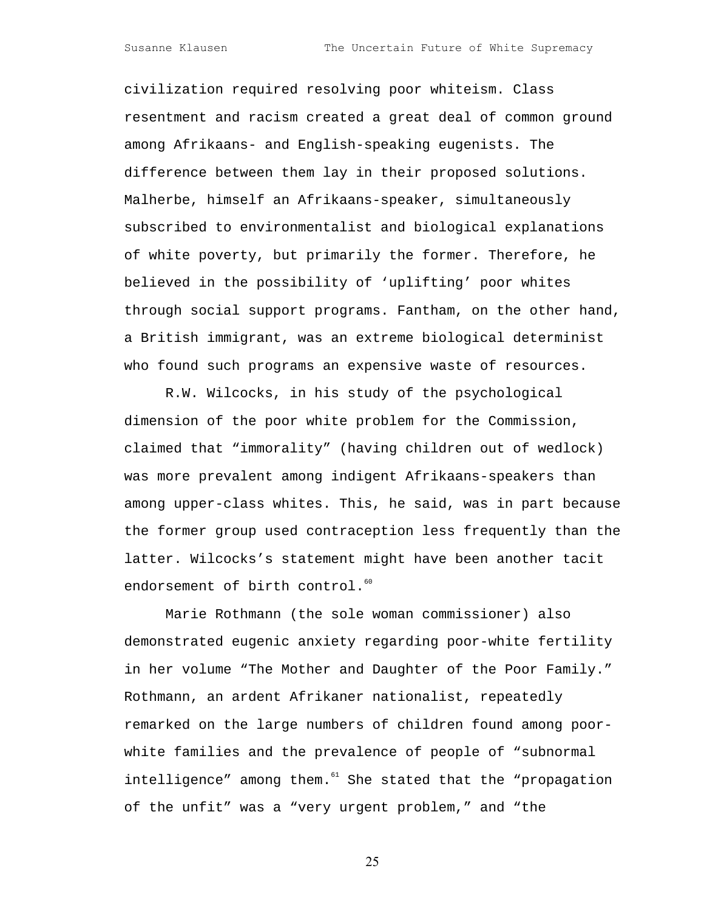civilization required resolving poor whiteism. Class resentment and racism created a great deal of common ground among Afrikaans- and English-speaking eugenists. The difference between them lay in their proposed solutions. Malherbe, himself an Afrikaans-speaker, simultaneously subscribed to environmentalist and biological explanations of white poverty, but primarily the former. Therefore, he believed in the possibility of 'uplifting' poor whites through social support programs. Fantham, on the other hand, a British immigrant, was an extreme biological determinist who found such programs an expensive waste of resources.

R.W. Wilcocks, in his study of the psychological dimension of the poor white problem for the Commission, claimed that "immorality" (having children out of wedlock) was more prevalent among indigent Afrikaans-speakers than among upper-class whites. This, he said, was in part because the former group used contraception less frequently than the latter. Wilcocks's statement might have been another tacit endorsement of birth control.[60]

Marie Rothmann (the sole woman commissioner) also demonstrated eugenic anxiety regarding poor-white fertility in her volume "The Mother and Daughter of the Poor Family." Rothmann, an ardent Afrikaner nationalist, repeatedly remarked on the large numbers of children found among poor-white families and the prevalence of people of "subnormal intelligence" among them.[61] She stated that the "propagation of the unfit" was a "very urgent problem," and "the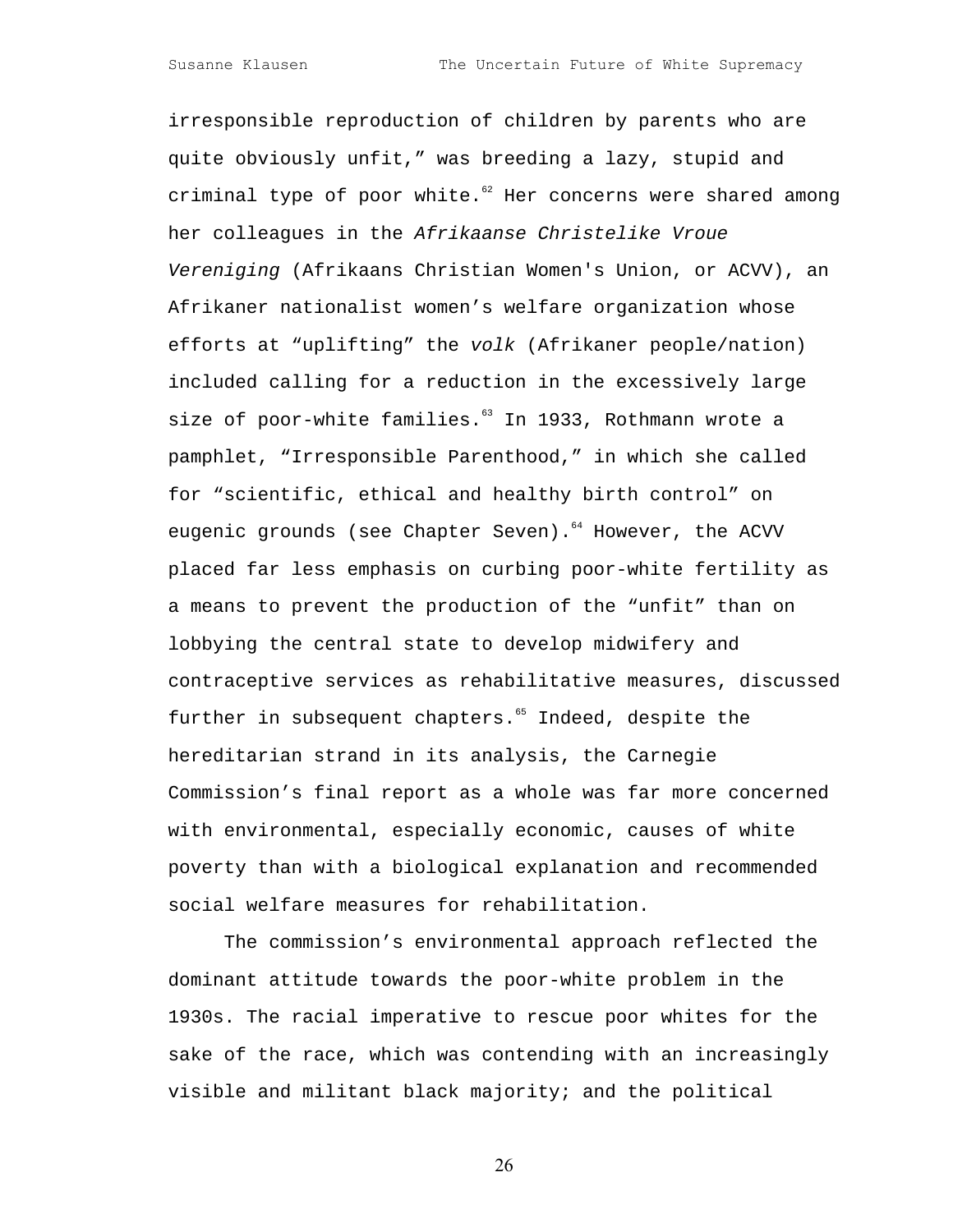irresponsible reproduction of children by parents who are quite obviously unfit," was breeding a lazy, stupid and criminal type of poor white.[62] Her concerns were shared among her colleagues in the *Afrikaanse Christelike Vroue Vereniging* (Afrikaans Christian Women's Union, or ACVV), an Afrikaner nationalist women's welfare organization whose efforts at "uplifting" the *volk* (Afrikaner people/nation) included calling for a reduction in the excessively large size of poor-white families.[63] In 1933, Rothmann wrote a pamphlet, "Irresponsible Parenthood," in which she called for "scientific, ethical and healthy birth control" on eugenic grounds (see Chapter Seven).[64] However, the ACVV placed far less emphasis on curbing poor-white fertility as a means to prevent the production of the "unfit" than on lobbying the central state to develop midwifery and contraceptive services as rehabilitative measures, discussed further in subsequent chapters.[65] Indeed, despite the hereditarian strand in its analysis, the Carnegie Commission's final report as a whole was far more concerned with environmental, especially economic, causes of white poverty than with a biological explanation and recommended social welfare measures for rehabilitation.

The commission's environmental approach reflected the dominant attitude towards the poor-white problem in the 1930s. The racial imperative to rescue poor whites for the sake of the race, which was contending with an increasingly visible and militant black majority; and the political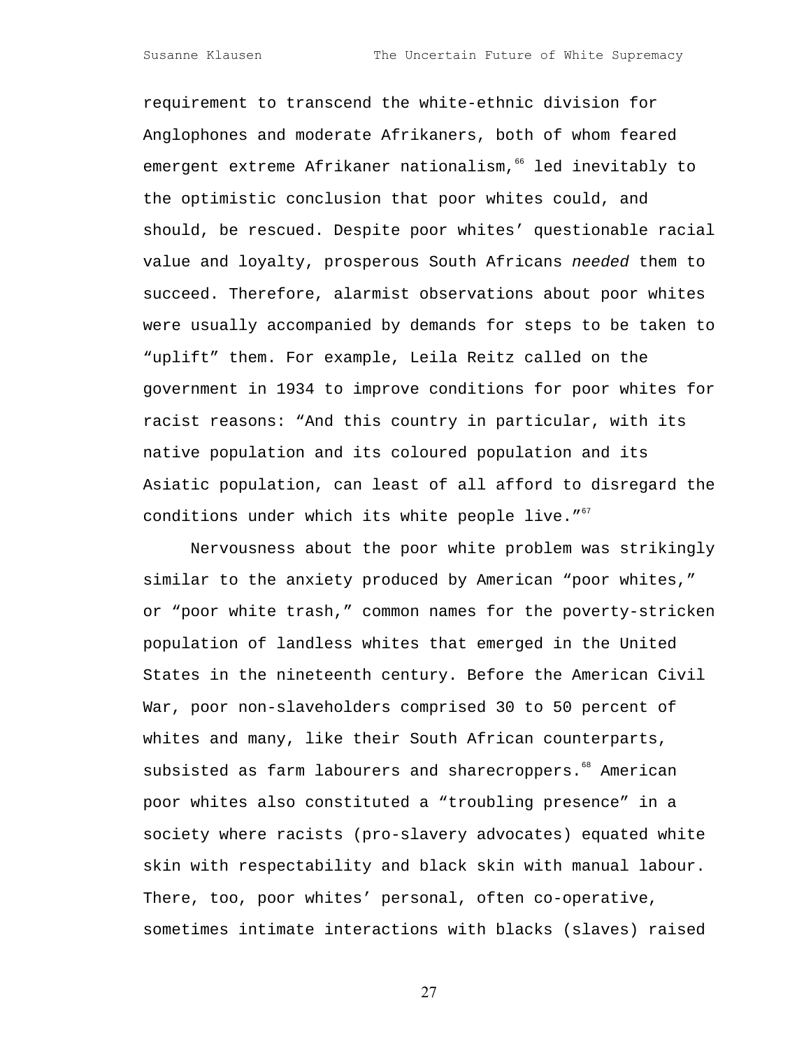requirement to transcend the white-ethnic division for Anglophones and moderate Afrikaners, both of whom feared emergent extreme Afrikaner nationalism,[66] led inevitably to the optimistic conclusion that poor whites could, and should, be rescued. Despite poor whites' questionable racial value and loyalty, prosperous South Africans *needed* them to succeed. Therefore, alarmist observations about poor whites were usually accompanied by demands for steps to be taken to "uplift" them. For example, Leila Reitz called on the government in 1934 to improve conditions for poor whites for racist reasons: "And this country in particular, with its native population and its coloured population and its Asiatic population, can least of all afford to disregard the conditions under which its white people live."[67]

Nervousness about the poor white problem was strikingly similar to the anxiety produced by American "poor whites," or "poor white trash," common names for the poverty-stricken population of landless whites that emerged in the United States in the nineteenth century. Before the American Civil War, poor non-slaveholders comprised 30 to 50 percent of whites and many, like their South African counterparts, subsisted as farm labourers and sharecroppers.[68] American poor whites also constituted a "troubling presence" in a society where racists (pro-slavery advocates) equated white skin with respectability and black skin with manual labour. There, too, poor whites' personal, often co-operative, sometimes intimate interactions with blacks (slaves) raised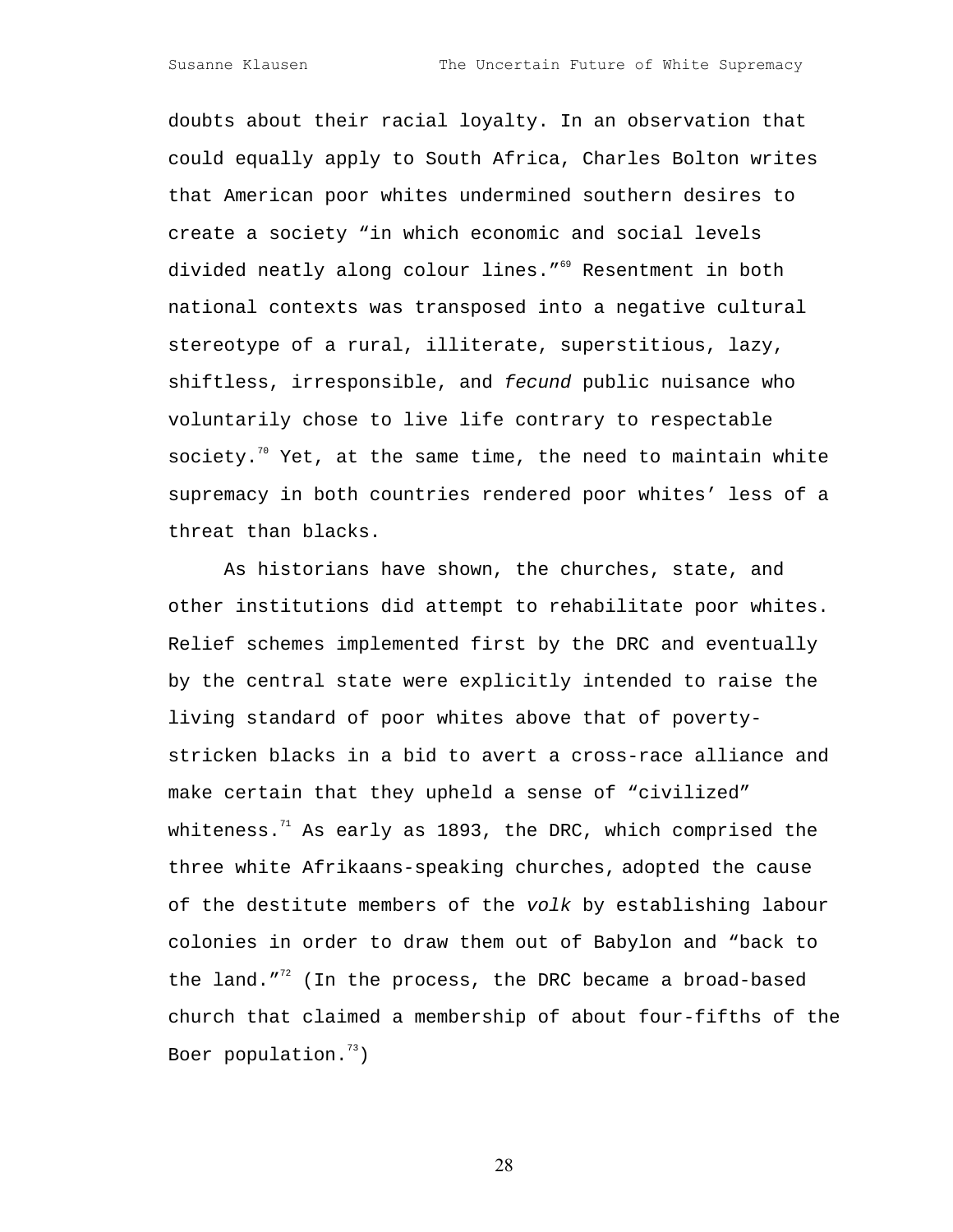doubts about their racial loyalty. In an observation that could equally apply to South Africa, Charles Bolton writes that American poor whites undermined southern desires to create a society "in which economic and social levels divided neatly along colour lines."[69] Resentment in both national contexts was transposed into a negative cultural stereotype of a rural, illiterate, superstitious, lazy, shiftless, irresponsible, and *fecund* public nuisance who voluntarily chose to live life contrary to respectable society.[70] Yet, at the same time, the need to maintain white supremacy in both countries rendered poor whites' less of a threat than blacks.

As historians have shown, the churches, state, and other institutions did attempt to rehabilitate poor whites. Relief schemes implemented first by the DRC and eventually by the central state were explicitly intended to raise the living standard of poor whites above that of poverty-stricken blacks in a bid to avert a cross-race alliance and make certain that they upheld a sense of "civilized" whiteness.[71] As early as 1893, the DRC, which comprised the three white Afrikaans-speaking churches, adopted the cause of the destitute members of the *volk* by establishing labour colonies in order to draw them out of Babylon and "back to the land."[72] (In the process, the DRC became a broad-based church that claimed a membership of about four-fifths of the Boer population.[73])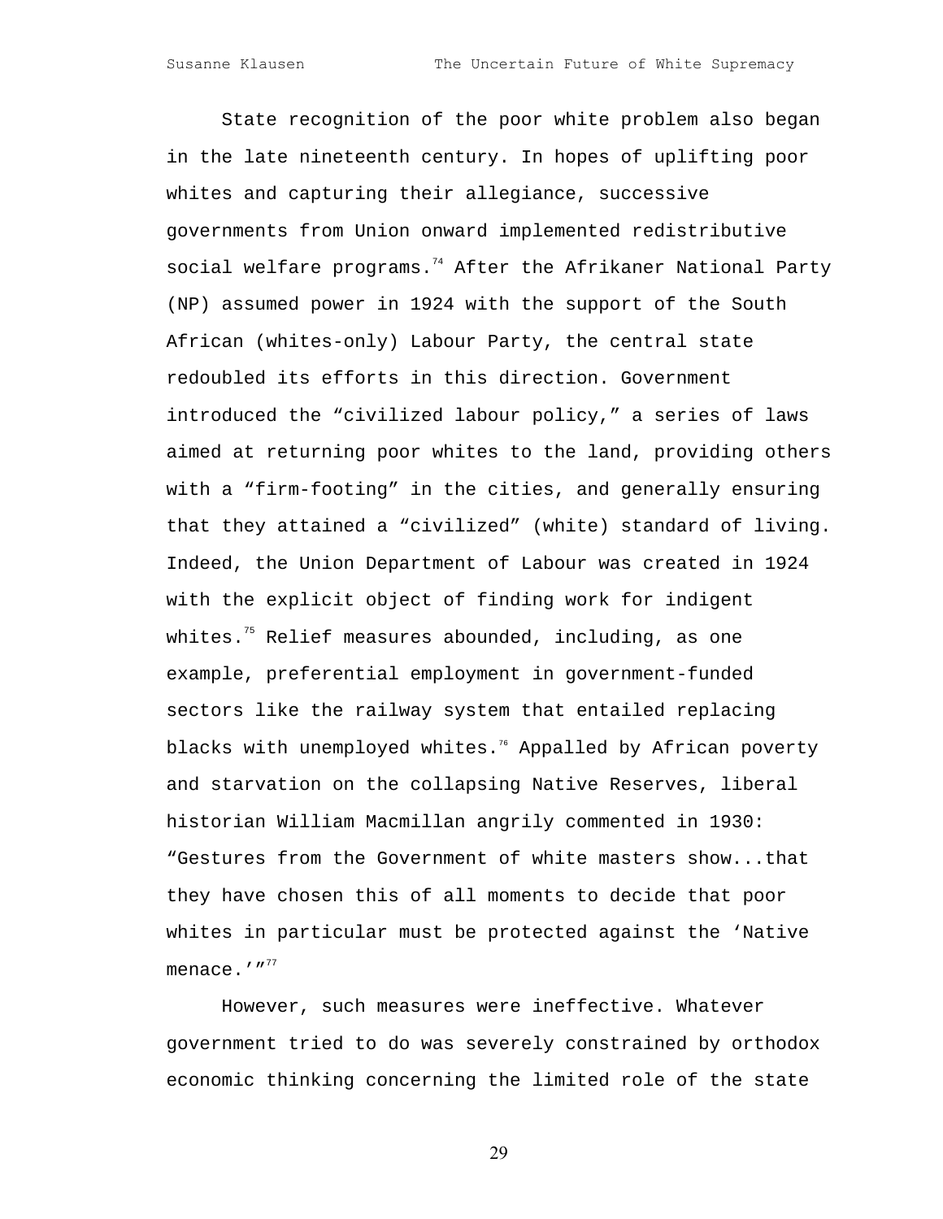State recognition of the poor white problem also began in the late nineteenth century. In hopes of uplifting poor whites and capturing their allegiance, successive governments from Union onward implemented redistributive social welfare programs.[74] After the Afrikaner National Party (NP) assumed power in 1924 with the support of the South African (whites-only) Labour Party, the central state redoubled its efforts in this direction. Government introduced the "civilized labour policy," a series of laws aimed at returning poor whites to the land, providing others with a "firm-footing" in the cities, and generally ensuring that they attained a "civilized" (white) standard of living. Indeed, the Union Department of Labour was created in 1924 with the explicit object of finding work for indigent whites.[75] Relief measures abounded, including, as one example, preferential employment in government-funded sectors like the railway system that entailed replacing blacks with unemployed whites.[76] Appalled by African poverty and starvation on the collapsing Native Reserves, liberal historian William Macmillan angrily commented in 1930: "Gestures from the Government of white masters show...that they have chosen this of all moments to decide that poor whites in particular must be protected against the 'Native menace.'"[77]

However, such measures were ineffective. Whatever government tried to do was severely constrained by orthodox economic thinking concerning the limited role of the state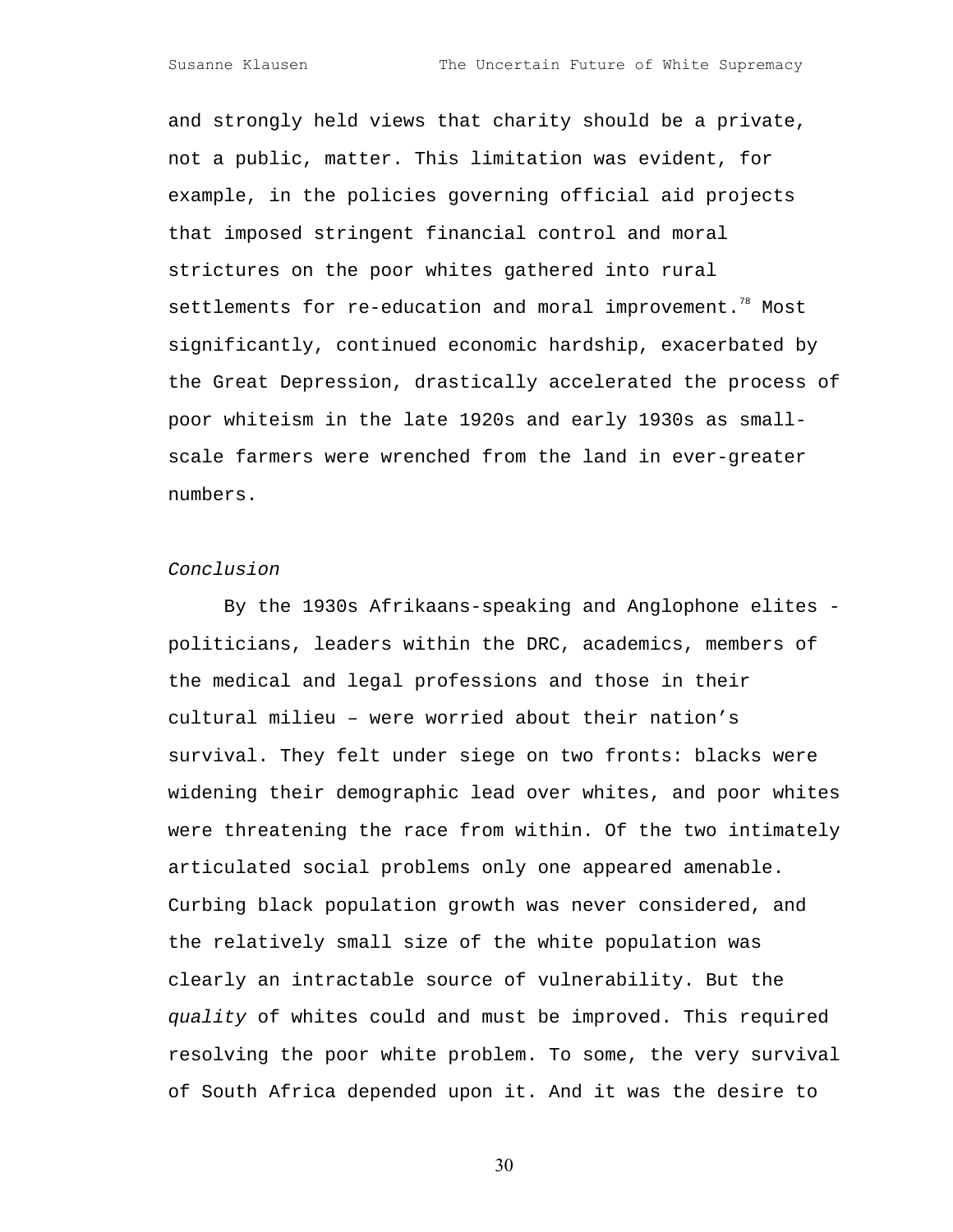and strongly held views that charity should be a private, not a public, matter. This limitation was evident, for example, in the policies governing official aid projects that imposed stringent financial control and moral strictures on the poor whites gathered into rural settlements for re-education and moral improvement.[78] Most significantly, continued economic hardship, exacerbated by the Great Depression, drastically accelerated the process of poor whiteism in the late 1920s and early 1930s as small-scale farmers were wrenched from the land in ever-greater numbers.

*Conclusion*

By the 1930s Afrikaans-speaking and Anglophone elites - politicians, leaders within the DRC, academics, members of the medical and legal professions and those in their cultural milieu – were worried about their nation's survival. They felt under siege on two fronts: blacks were widening their demographic lead over whites, and poor whites were threatening the race from within. Of the two intimately articulated social problems only one appeared amenable. Curbing black population growth was never considered, and the relatively small size of the white population was clearly an intractable source of vulnerability. But the *quality* of whites could and must be improved. This required resolving the poor white problem. To some, the very survival of South Africa depended upon it. And it was the desire to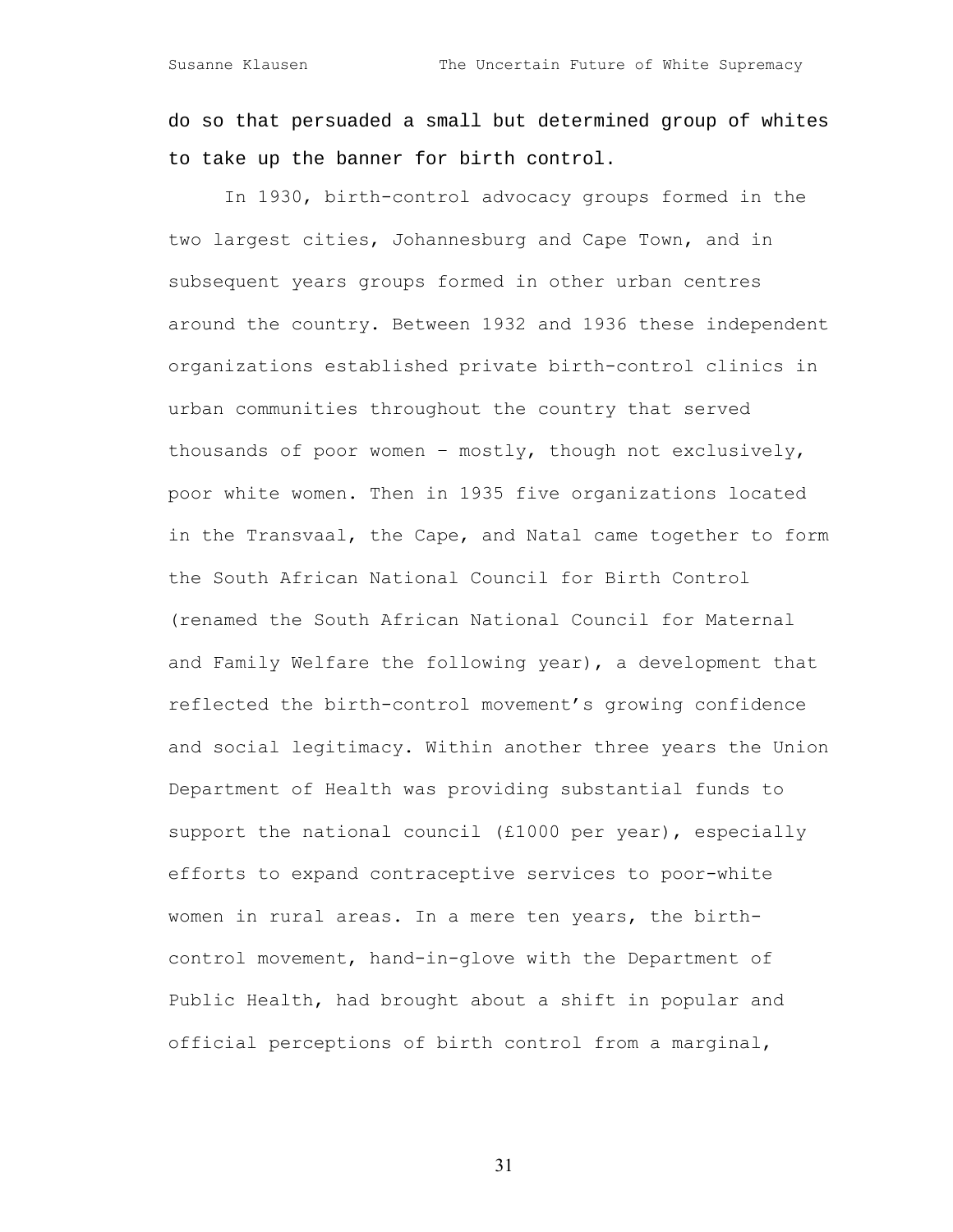do so that persuaded a small but determined group of whites to take up the banner for birth control.

In 1930, birth-control advocacy groups formed in the two largest cities, Johannesburg and Cape Town, and in subsequent years groups formed in other urban centres around the country. Between 1932 and 1936 these independent organizations established private birth-control clinics in urban communities throughout the country that served thousands of poor women – mostly, though not exclusively, poor white women. Then in 1935 five organizations located in the Transvaal, the Cape, and Natal came together to form the South African National Council for Birth Control (renamed the South African National Council for Maternal and Family Welfare the following year), a development that reflected the birth-control movement's growing confidence and social legitimacy. Within another three years the Union Department of Health was providing substantial funds to support the national council (£1000 per year), especially efforts to expand contraceptive services to poor-white women in rural areas. In a mere ten years, the birth-control movement, hand-in-glove with the Department of Public Health, had brought about a shift in popular and official perceptions of birth control from a marginal,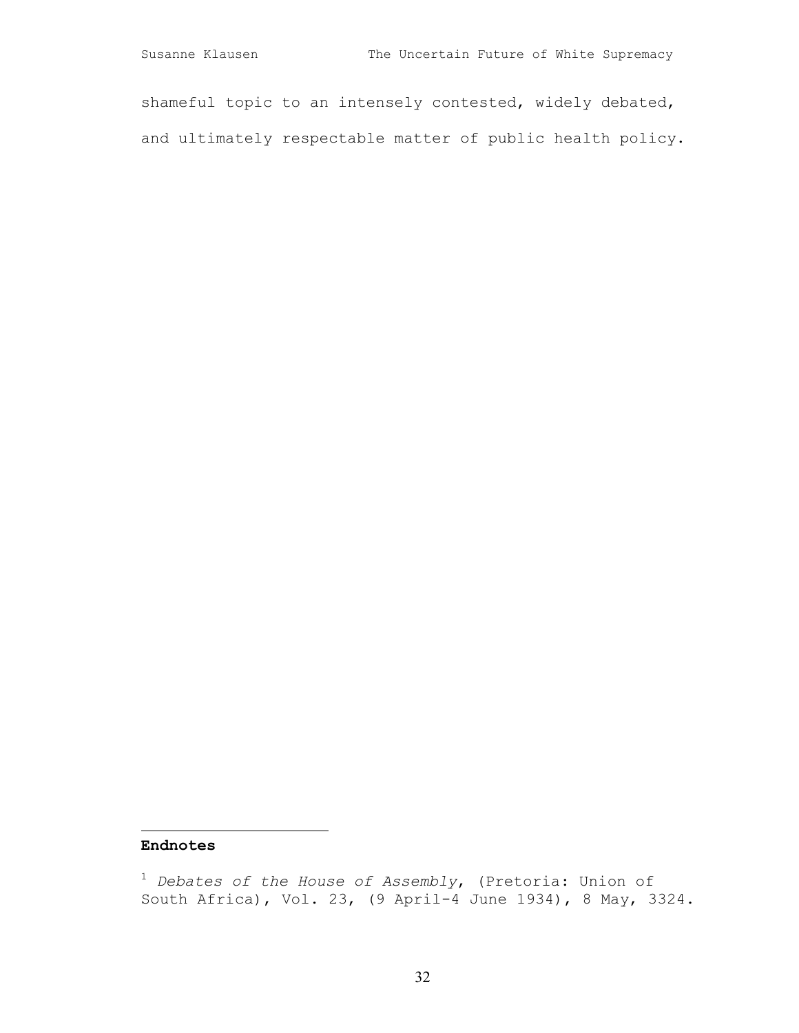shameful topic to an intensely contested, widely debated, and ultimately respectable matter of public health policy.

---

**Endnotes**

[1] *Debates of the House of Assembly*, (Pretoria: Union of South Africa), Vol. 23, (9 April-4 June 1934), 8 May, 3324.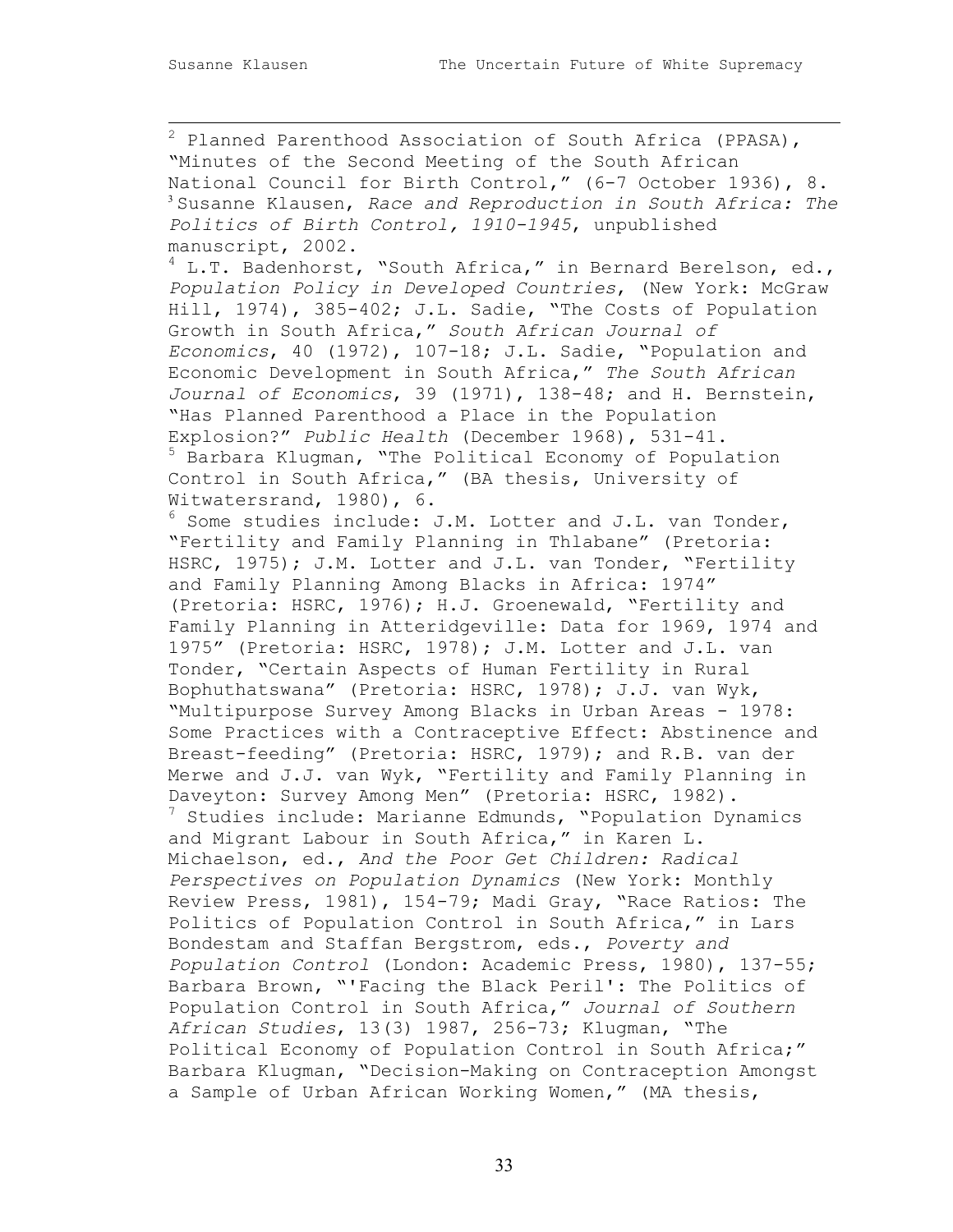[2] Planned Parenthood Association of South Africa (PPASA), "Minutes of the Second Meeting of the South African National Council for Birth Control," (6-7 October 1936), 8.

[3] Susanne Klausen, *Race and Reproduction in South Africa: The Politics of Birth Control, 1910-1945*, unpublished manuscript, 2002.

[4] L.T. Badenhorst, "South Africa," in Bernard Berelson, ed., *Population Policy in Developed Countries*, (New York: McGraw Hill, 1974), 385-402; J.L. Sadie, "The Costs of Population Growth in South Africa," *South African Journal of Economics*, 40 (1972), 107-18; J.L. Sadie, "Population and Economic Development in South Africa," *The South African Journal of Economics*, 39 (1971), 138-48; and H. Bernstein, "Has Planned Parenthood a Place in the Population Explosion?" *Public Health* (December 1968), 531-41.

[5] Barbara Klugman, "The Political Economy of Population Control in South Africa," (BA thesis, University of Witwatersrand, 1980), 6.

[6] Some studies include: J.M. Lotter and J.L. van Tonder, "Fertility and Family Planning in Thlabane" (Pretoria: HSRC, 1975); J.M. Lotter and J.L. van Tonder, "Fertility and Family Planning Among Blacks in Africa: 1974" (Pretoria: HSRC, 1976); H.J. Groenewald, "Fertility and Family Planning in Atteridgeville: Data for 1969, 1974 and 1975" (Pretoria: HSRC, 1978); J.M. Lotter and J.L. van Tonder, "Certain Aspects of Human Fertility in Rural Bophuthatswana" (Pretoria: HSRC, 1978); J.J. van Wyk, "Multipurpose Survey Among Blacks in Urban Areas - 1978: Some Practices with a Contraceptive Effect: Abstinence and Breast-feeding" (Pretoria: HSRC, 1979); and R.B. van der Merwe and J.J. van Wyk, "Fertility and Family Planning in Daveyton: Survey Among Men" (Pretoria: HSRC, 1982).

[7] Studies include: Marianne Edmunds, "Population Dynamics and Migrant Labour in South Africa," in Karen L. Michaelson, ed., *And the Poor Get Children: Radical Perspectives on Population Dynamics* (New York: Monthly Review Press, 1981), 154-79; Madi Gray, "Race Ratios: The Politics of Population Control in South Africa," in Lars Bondestam and Staffan Bergstrom, eds., *Poverty and Population Control* (London: Academic Press, 1980), 137-55; Barbara Brown, "'Facing the Black Peril': The Politics of Population Control in South Africa," *Journal of Southern African Studies*, 13(3) 1987, 256-73; Klugman, "The Political Economy of Population Control in South Africa;" Barbara Klugman, "Decision-Making on Contraception Amongst a Sample of Urban African Working Women," (MA thesis,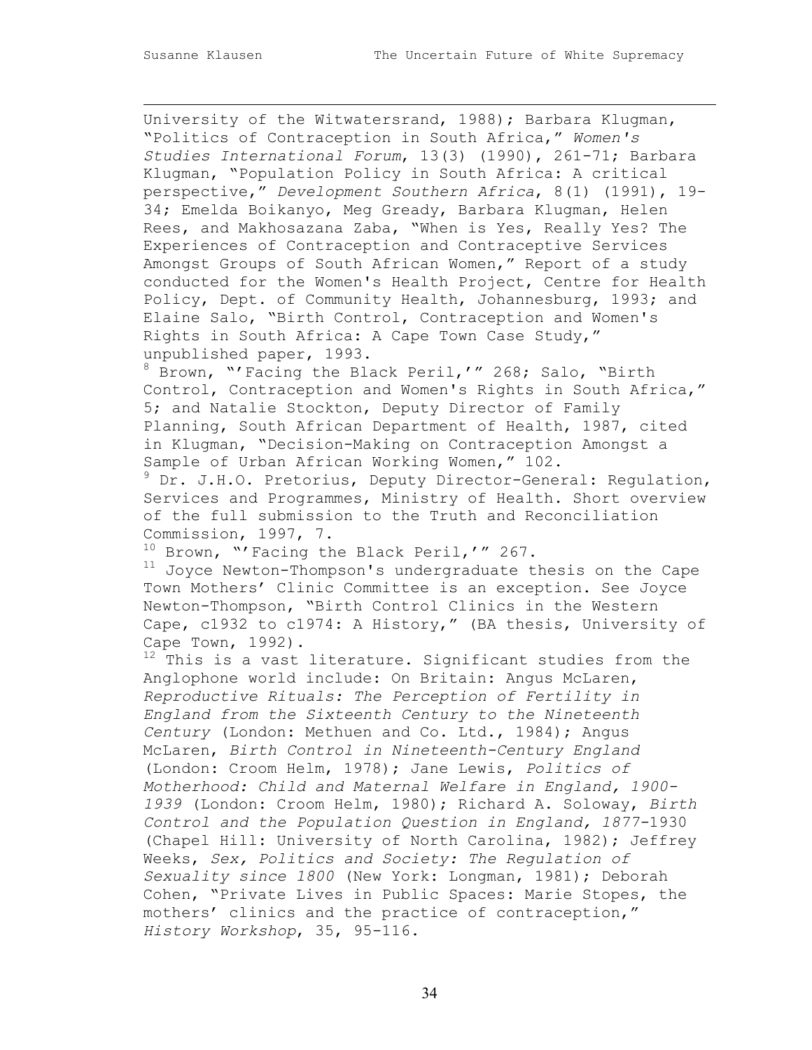University of the Witwatersrand, 1988); Barbara Klugman, "Politics of Contraception in South Africa," *Women's Studies International Forum*, 13(3) (1990), 261-71; Barbara Klugman, "Population Policy in South Africa: A critical perspective," *Development Southern Africa*, 8(1) (1991), 19-34; Emelda Boikanyo, Meg Gready, Barbara Klugman, Helen Rees, and Makhosazana Zaba, "When is Yes, Really Yes? The Experiences of Contraception and Contraceptive Services Amongst Groups of South African Women," Report of a study conducted for the Women's Health Project, Centre for Health Policy, Dept. of Community Health, Johannesburg, 1993; and Elaine Salo, "Birth Control, Contraception and Women's Rights in South Africa: A Cape Town Case Study," unpublished paper, 1993.

[8] Brown, "'Facing the Black Peril,'" 268; Salo, "Birth Control, Contraception and Women's Rights in South Africa," 5; and Natalie Stockton, Deputy Director of Family Planning, South African Department of Health, 1987, cited in Klugman, "Decision-Making on Contraception Amongst a Sample of Urban African Working Women," 102.

[9] Dr. J.H.O. Pretorius, Deputy Director-General: Regulation, Services and Programmes, Ministry of Health. Short overview of the full submission to the Truth and Reconciliation Commission, 1997, 7.

[10] Brown, "'Facing the Black Peril,'" 267.

[11] Joyce Newton-Thompson's undergraduate thesis on the Cape Town Mothers' Clinic Committee is an exception. See Joyce Newton-Thompson, "Birth Control Clinics in the Western Cape, c1932 to c1974: A History," (BA thesis, University of Cape Town, 1992).

[12] This is a vast literature. Significant studies from the Anglophone world include: On Britain: Angus McLaren, *Reproductive Rituals: The Perception of Fertility in England from the Sixteenth Century to the Nineteenth Century* (London: Methuen and Co. Ltd., 1984); Angus McLaren, *Birth Control in Nineteenth-Century England* (London: Croom Helm, 1978); Jane Lewis, *Politics of Motherhood: Child and Maternal Welfare in England, 1900-1939* (London: Croom Helm, 1980); Richard A. Soloway, *Birth Control and the Population Question in England, 1877*-1930 (Chapel Hill: University of North Carolina, 1982); Jeffrey Weeks, *Sex, Politics and Society: The Regulation of Sexuality since 1800* (New York: Longman, 1981); Deborah Cohen, "Private Lives in Public Spaces: Marie Stopes, the mothers' clinics and the practice of contraception," *History Workshop*, 35, 95-116.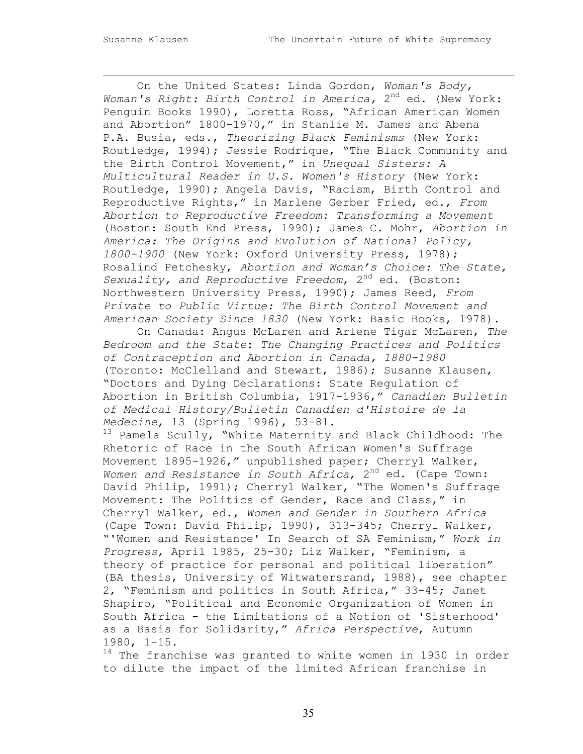On the United States: Linda Gordon, *Woman's Body, Woman's Right: Birth Control in America,* 2nd ed. (New York: Penguin Books 1990), Loretta Ross, "African American Women and Abortion" 1800-1970," in Stanlie M. James and Abena P.A. Busia, eds., *Theorizing Black Feminisms* (New York: Routledge, 1994); Jessie Rodrique, "The Black Community and the Birth Control Movement," in *Unequal Sisters: A Multicultural Reader in U.S. Women's History* (New York: Routledge, 1990); Angela Davis, "Racism, Birth Control and Reproductive Rights," in Marlene Gerber Fried, ed., *From Abortion to Reproductive Freedom: Transforming a Movement* (Boston: South End Press, 1990); James C. Mohr, *Abortion in America: The Origins and Evolution of National Policy, 1800-1900* (New York: Oxford University Press, 1978); Rosalind Petchesky, *Abortion and Woman's Choice: The State, Sexuality, and Reproductive Freedom*, 2nd ed. (Boston: Northwestern University Press, 1990); James Reed, *From Private to Public Virtue: The Birth Control Movement and American Society Since 1830* (New York: Basic Books, 1978).

On Canada: Angus McLaren and Arlene Tigar McLaren, *The Bedroom and the State*: *The Changing Practices and Politics of Contraception and Abortion in Canada, 1880-1980* (Toronto: McClelland and Stewart, 1986); Susanne Klausen, "Doctors and Dying Declarations: State Regulation of Abortion in British Columbia, 1917-1936," *Canadian Bulletin of Medical History/Bulletin Canadien d'Histoire de la Medecine*, 13 (Spring 1996), 53-81.

[13] Pamela Scully, "White Maternity and Black Childhood: The Rhetoric of Race in the South African Women's Suffrage Movement 1895-1926," unpublished paper; Cherryl Walker, *Women and Resistance in South Africa*, 2nd ed. (Cape Town: David Philip, 1991); Cherryl Walker, "The Women's Suffrage Movement: The Politics of Gender, Race and Class," in Cherryl Walker, ed., *Women and Gender in Southern Africa* (Cape Town: David Philip, 1990), 313-345; Cherryl Walker, "'Women and Resistance' In Search of SA Feminism," *Work in Progress*, April 1985, 25-30; Liz Walker, "Feminism, a theory of practice for personal and political liberation" (BA thesis, University of Witwatersrand, 1988), see chapter 2, "Feminism and politics in South Africa," 33-45; Janet Shapiro, "Political and Economic Organization of Women in South Africa - the Limitations of a Notion of 'Sisterhood' as a Basis for Solidarity," *Africa Perspective*, Autumn 1980, 1-15.

[14] The franchise was granted to white women in 1930 in order to dilute the impact of the limited African franchise in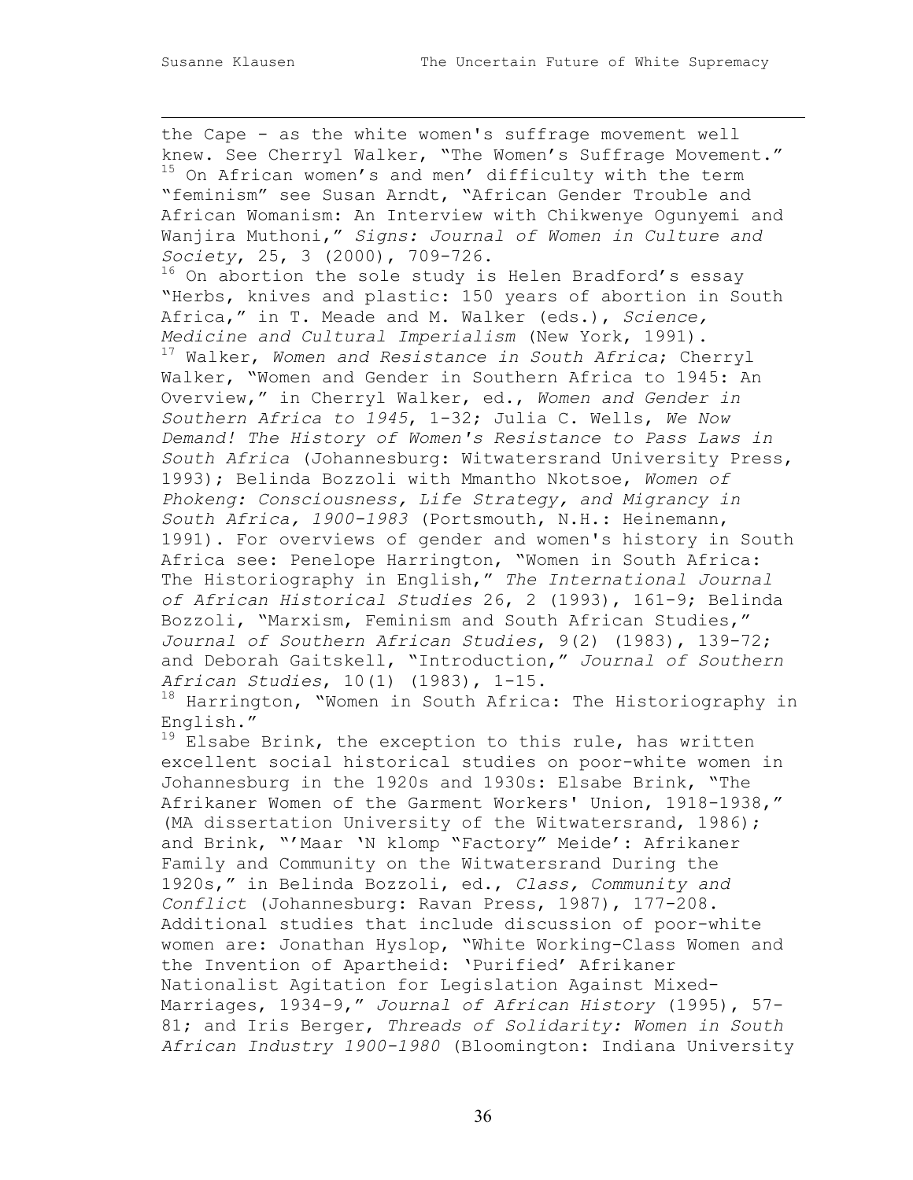the Cape - as the white women's suffrage movement well knew. See Cherryl Walker, "The Women's Suffrage Movement."

[15] On African women's and men' difficulty with the term "feminism" see Susan Arndt, "African Gender Trouble and African Womanism: An Interview with Chikwenye Ogunyemi and Wanjira Muthoni," *Signs: Journal of Women in Culture and Society*, 25, 3 (2000), 709-726.

[16] On abortion the sole study is Helen Bradford's essay "Herbs, knives and plastic: 150 years of abortion in South Africa," in T. Meade and M. Walker (eds.), *Science, Medicine and Cultural Imperialism* (New York, 1991).

[17] Walker, *Women and Resistance in South Africa*; Cherryl Walker, "Women and Gender in Southern Africa to 1945: An Overview," in Cherryl Walker, ed., *Women and Gender in Southern Africa to 1945*, 1-32; Julia C. Wells, *We Now Demand! The History of Women's Resistance to Pass Laws in South Africa* (Johannesburg: Witwatersrand University Press, 1993); Belinda Bozzoli with Mmantho Nkotsoe, *Women of Phokeng: Consciousness, Life Strategy, and Migrancy in South Africa, 1900-1983* (Portsmouth, N.H.: Heinemann, 1991). For overviews of gender and women's history in South Africa see: Penelope Harrington, "Women in South Africa: The Historiography in English," *The International Journal of African Historical Studies* 26, 2 (1993), 161-9; Belinda Bozzoli, "Marxism, Feminism and South African Studies," *Journal of Southern African Studies*, 9(2) (1983), 139-72; and Deborah Gaitskell, "Introduction," *Journal of Southern African Studies*, 10(1) (1983), 1-15.

[18] Harrington, "Women in South Africa: The Historiography in English."

[19] Elsabe Brink, the exception to this rule, has written excellent social historical studies on poor-white women in Johannesburg in the 1920s and 1930s: Elsabe Brink, "The Afrikaner Women of the Garment Workers' Union, 1918-1938," (MA dissertation University of the Witwatersrand, 1986); and Brink, "'Maar 'N klomp "Factory" Meide': Afrikaner Family and Community on the Witwatersrand During the 1920s," in Belinda Bozzoli, ed., *Class, Community and Conflict* (Johannesburg: Ravan Press, 1987), 177-208. Additional studies that include discussion of poor-white women are: Jonathan Hyslop, "White Working-Class Women and the Invention of Apartheid: 'Purified' Afrikaner Nationalist Agitation for Legislation Against Mixed-Marriages, 1934-9," *Journal of African History* (1995), 57-81; and Iris Berger, *Threads of Solidarity: Women in South African Industry 1900-1980* (Bloomington: Indiana University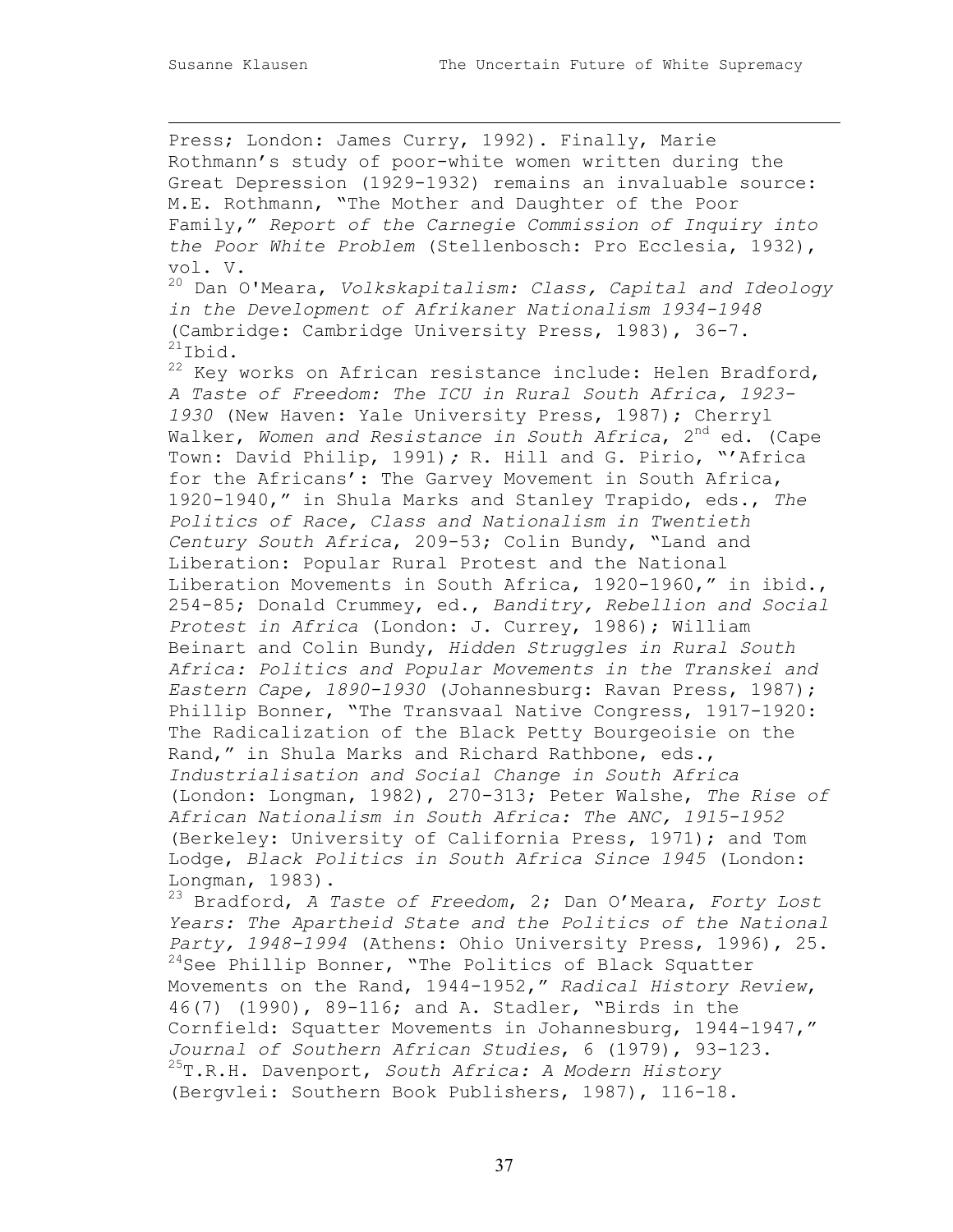Press; London: James Curry, 1992). Finally, Marie Rothmann's study of poor-white women written during the Great Depression (1929-1932) remains an invaluable source: M.E. Rothmann, "The Mother and Daughter of the Poor Family," *Report of the Carnegie Commission of Inquiry into the Poor White Problem* (Stellenbosch: Pro Ecclesia, 1932), vol. V.

[20] Dan O'Meara, *Volkskapitalism: Class, Capital and Ideology in the Development of Afrikaner Nationalism 1934-1948* (Cambridge: Cambridge University Press, 1983), 36-7.

[21] Ibid.

[22] Key works on African resistance include: Helen Bradford, *A Taste of Freedom: The ICU in Rural South Africa, 1923-1930* (New Haven: Yale University Press, 1987); Cherryl Walker, *Women and Resistance in South Africa*, 2nd ed. (Cape Town: David Philip, 1991)*;* R. Hill and G. Pirio, "'Africa for the Africans': The Garvey Movement in South Africa, 1920-1940," in Shula Marks and Stanley Trapido, eds., *The Politics of Race, Class and Nationalism in Twentieth Century South Africa*, 209-53; Colin Bundy, "Land and Liberation: Popular Rural Protest and the National Liberation Movements in South Africa, 1920-1960," in ibid., 254-85; Donald Crummey, ed., *Banditry, Rebellion and Social Protest in Africa* (London: J. Currey, 1986); William Beinart and Colin Bundy, *Hidden Struggles in Rural South Africa: Politics and Popular Movements in the Transkei and Eastern Cape, 1890-1930* (Johannesburg: Ravan Press, 1987); Phillip Bonner, "The Transvaal Native Congress, 1917-1920: The Radicalization of the Black Petty Bourgeoisie on the Rand," in Shula Marks and Richard Rathbone, eds., *Industrialisation and Social Change in South Africa* (London: Longman, 1982), 270-313; Peter Walshe, *The Rise of African Nationalism in South Africa: The ANC, 1915-1952* (Berkeley: University of California Press, 1971); and Tom Lodge, *Black Politics in South Africa Since 1945* (London: Longman, 1983).

[23] Bradford, *A Taste of Freedom*, 2; Dan O'Meara, *Forty Lost Years: The Apartheid State and the Politics of the National Party, 1948-1994* (Athens: Ohio University Press, 1996), 25.

[24] See Phillip Bonner, "The Politics of Black Squatter Movements on the Rand, 1944-1952," *Radical History Review*, 46(7) (1990), 89-116; and A. Stadler, "Birds in the Cornfield: Squatter Movements in Johannesburg, 1944-1947," *Journal of Southern African Studies*, 6 (1979), 93-123.

[25] T.R.H. Davenport, *South Africa: A Modern History* (Bergvlei: Southern Book Publishers, 1987), 116-18.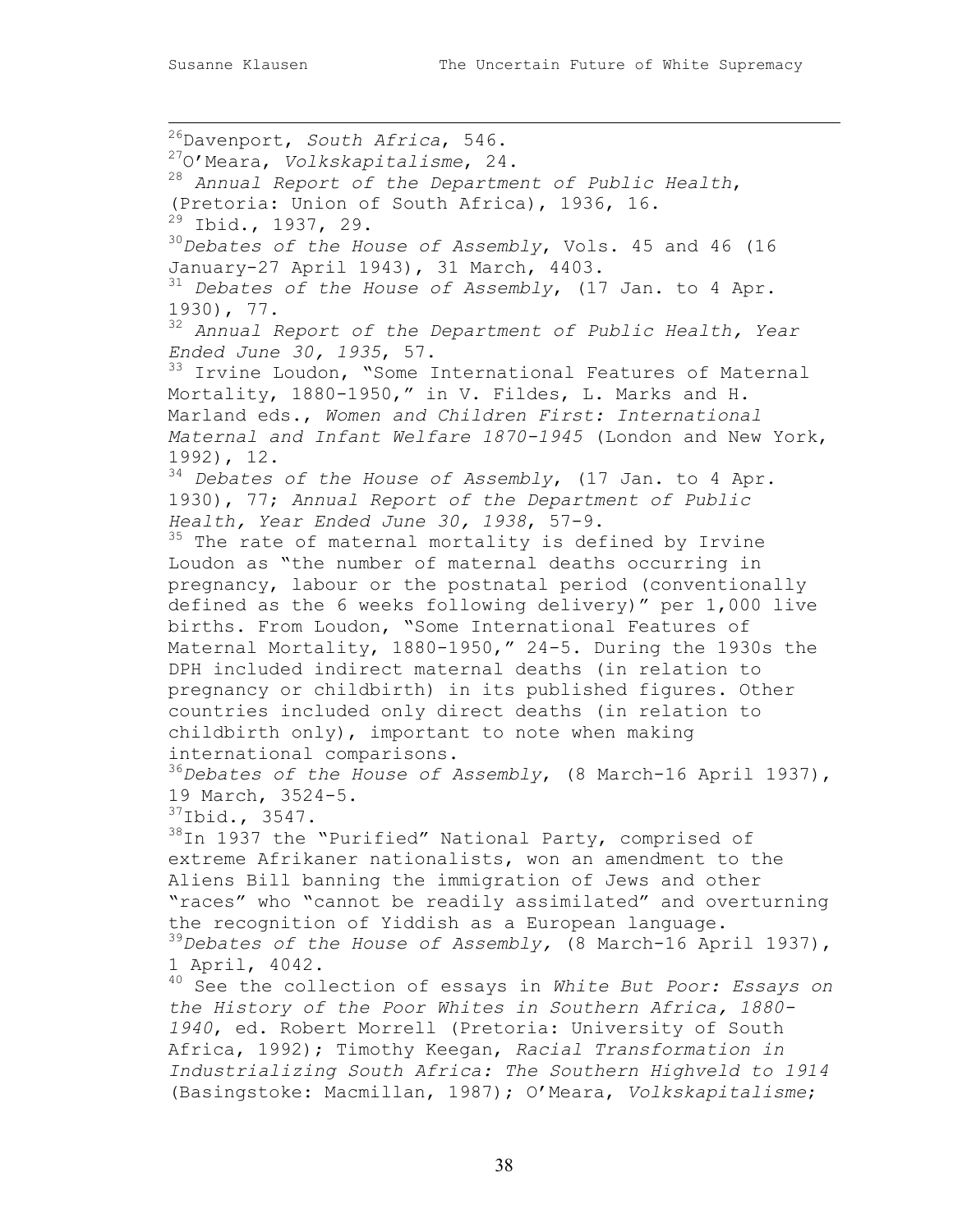[26]Davenport, *South Africa*, 546.

[27]O'Meara, *Volkskapitalisme*, 24.

[28] *Annual Report of the Department of Public Health*, (Pretoria: Union of South Africa), 1936, 16.

[29] Ibid., 1937, 29.

[30]*Debates of the House of Assembly*, Vols. 45 and 46 (16 January-27 April 1943), 31 March, 4403.

[31] *Debates of the House of Assembly*, (17 Jan. to 4 Apr. 1930), 77.

[32] *Annual Report of the Department of Public Health, Year Ended June 30, 1935*, 57.

[33] Irvine Loudon, "Some International Features of Maternal Mortality, 1880-1950," in V. Fildes, L. Marks and H. Marland eds., *Women and Children First: International Maternal and Infant Welfare 1870-1945* (London and New York, 1992), 12.

[34] *Debates of the House of Assembly*, (17 Jan. to 4 Apr. 1930), 77; *Annual Report of the Department of Public Health, Year Ended June 30, 1938*, 57-9.

[35] The rate of maternal mortality is defined by Irvine Loudon as "the number of maternal deaths occurring in pregnancy, labour or the postnatal period (conventionally defined as the 6 weeks following delivery)" per 1,000 live births. From Loudon, "Some International Features of Maternal Mortality, 1880-1950," 24-5. During the 1930s the DPH included indirect maternal deaths (in relation to pregnancy or childbirth) in its published figures. Other countries included only direct deaths (in relation to childbirth only), important to note when making international comparisons.

[36]*Debates of the House of Assembly*, (8 March-16 April 1937), 19 March, 3524-5.

[37]Ibid., 3547.

[38]In 1937 the "Purified" National Party, comprised of extreme Afrikaner nationalists, won an amendment to the Aliens Bill banning the immigration of Jews and other "races" who "cannot be readily assimilated" and overturning the recognition of Yiddish as a European language.

[39]*Debates of the House of Assembly,* (8 March-16 April 1937), 1 April, 4042.

[40] See the collection of essays in *White But Poor: Essays on the History of the Poor Whites in Southern Africa, 1880-1940*, ed. Robert Morrell (Pretoria: University of South Africa, 1992); Timothy Keegan, *Racial Transformation in Industrializing South Africa: The Southern Highveld to 1914* (Basingstoke: Macmillan, 1987); O'Meara, *Volkskapitalisme*;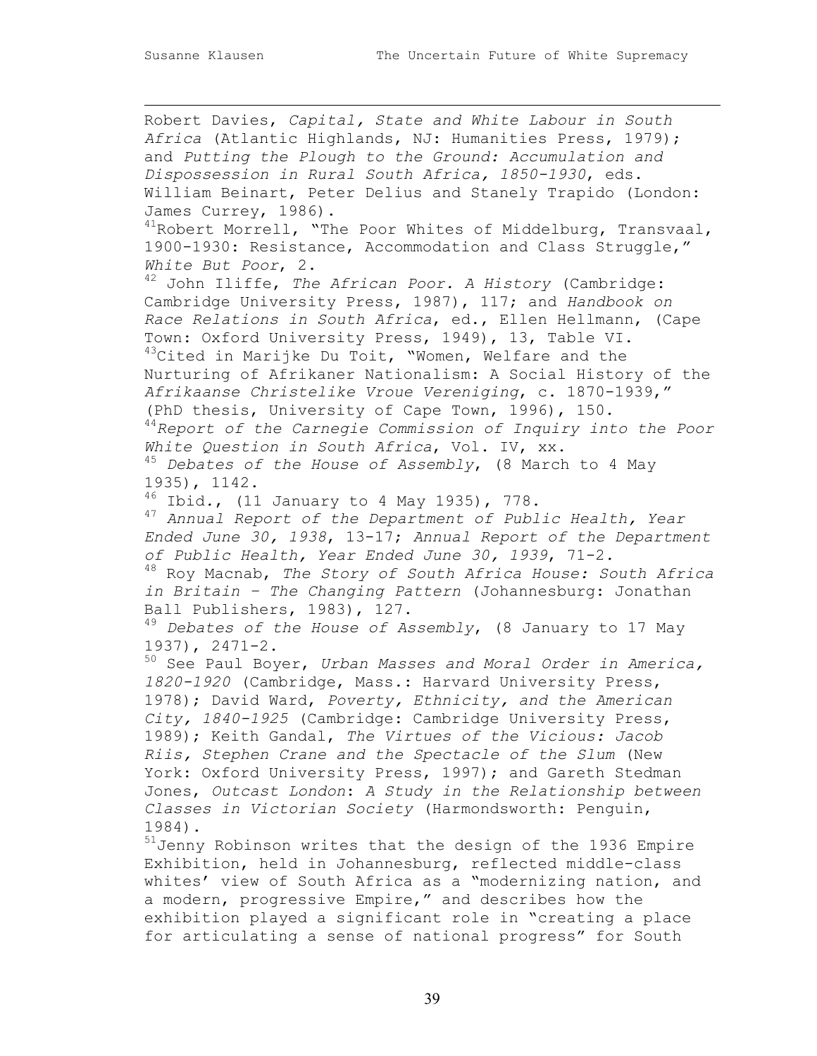Robert Davies, *Capital, State and White Labour in South Africa* (Atlantic Highlands, NJ: Humanities Press, 1979); and *Putting the Plough to the Ground: Accumulation and Dispossession in Rural South Africa, 1850-1930*, eds. William Beinart, Peter Delius and Stanely Trapido (London: James Currey, 1986).

[41]Robert Morrell, "The Poor Whites of Middelburg, Transvaal, 1900-1930: Resistance, Accommodation and Class Struggle," *White But Poor*, 2.

[42] John Iliffe, *The African Poor. A History* (Cambridge: Cambridge University Press, 1987), 117; and *Handbook on Race Relations in South Africa*, ed., Ellen Hellmann, (Cape Town: Oxford University Press, 1949), 13, Table VI.

[43]Cited in Marijke Du Toit, "Women, Welfare and the Nurturing of Afrikaner Nationalism: A Social History of the *Afrikaanse Christelike Vroue Vereniging*, c. 1870-1939," (PhD thesis, University of Cape Town, 1996), 150.

[44]*Report of the Carnegie Commission of Inquiry into the Poor White Question in South Africa*, Vol. IV, xx.

[45] *Debates of the House of Assembly*, (8 March to 4 May 1935), 1142.

[46] Ibid., (11 January to 4 May 1935), 778.

[47] *Annual Report of the Department of Public Health, Year Ended June 30, 1938*, 13-17; *Annual Report of the Department of Public Health, Year Ended June 30, 1939*, 71-2.

[48] Roy Macnab, *The Story of South Africa House: South Africa in Britain – The Changing Pattern* (Johannesburg: Jonathan Ball Publishers, 1983), 127.

[49] *Debates of the House of Assembly*, (8 January to 17 May 1937), 2471-2.

[50] See Paul Boyer, *Urban Masses and Moral Order in America, 1820-1920* (Cambridge, Mass.: Harvard University Press, 1978); David Ward, *Poverty, Ethnicity, and the American City, 1840-1925* (Cambridge: Cambridge University Press, 1989); Keith Gandal, *The Virtues of the Vicious: Jacob Riis, Stephen Crane and the Spectacle of the Slum* (New York: Oxford University Press, 1997); and Gareth Stedman Jones, *Outcast London*: *A Study in the Relationship between Classes in Victorian Society* (Harmondsworth: Penguin, 1984).

[51]Jenny Robinson writes that the design of the 1936 Empire Exhibition, held in Johannesburg, reflected middle-class whites' view of South Africa as a "modernizing nation, and a modern, progressive Empire," and describes how the exhibition played a significant role in "creating a place for articulating a sense of national progress" for South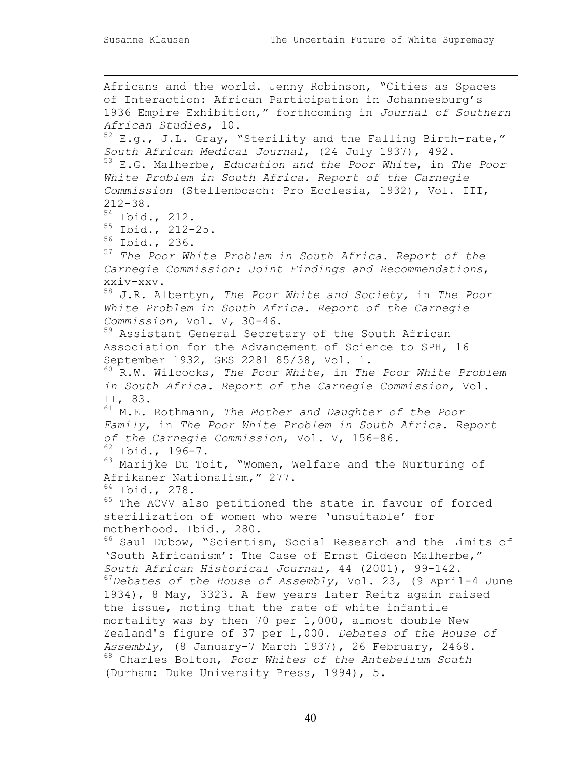Africans and the world. Jenny Robinson, "Cities as Spaces of Interaction: African Participation in Johannesburg's 1936 Empire Exhibition," forthcoming in *Journal of Southern African Studies*, 10.

[52] E.g., J.L. Gray, "Sterility and the Falling Birth-rate," *South African Medical Journal*, (24 July 1937), 492.

[53] E.G. Malherbe, *Education and the Poor White*, in *The Poor White Problem in South Africa. Report of the Carnegie Commission* (Stellenbosch: Pro Ecclesia, 1932), Vol. III, 212-38.

[54] Ibid., 212.

[55] Ibid., 212-25.

[56] Ibid., 236.

[57] *The Poor White Problem in South Africa. Report of the Carnegie Commission: Joint Findings and Recommendations*, xxiv-xxv.

[58] J.R. Albertyn, *The Poor White and Society,* in *The Poor White Problem in South Africa. Report of the Carnegie Commission,* Vol. V*,* 30-46.

[59] Assistant General Secretary of the South African Association for the Advancement of Science to SPH, 16 September 1932, GES 2281 85/38, Vol. 1.

[60] R.W. Wilcocks, *The Poor White*, in *The Poor White Problem in South Africa. Report of the Carnegie Commission,* Vol. II, 83.

[61] M.E. Rothmann, *The Mother and Daughter of the Poor Family*, in *The Poor White Problem in South Africa. Report of the Carnegie Commission*, Vol. V, 156-86.

[62] Ibid., 196-7.

[63] Marijke Du Toit, "Women, Welfare and the Nurturing of Afrikaner Nationalism," 277.

[64] Ibid., 278.

[65] The ACVV also petitioned the state in favour of forced sterilization of women who were 'unsuitable' for motherhood. Ibid., 280.

[66] Saul Dubow, "Scientism, Social Research and the Limits of 'South Africanism': The Case of Ernst Gideon Malherbe," *South African Historical Journal,* 44 (2001), 99-142.

[67] *Debates of the House of Assembly*, Vol. 23, (9 April-4 June 1934), 8 May, 3323. A few years later Reitz again raised the issue, noting that the rate of white infantile mortality was by then 70 per 1,000, almost double New Zealand's figure of 37 per 1,000. *Debates of the House of Assembly*, (8 January-7 March 1937), 26 February, 2468.

[68] Charles Bolton, *Poor Whites of the Antebellum South* (Durham: Duke University Press, 1994), 5.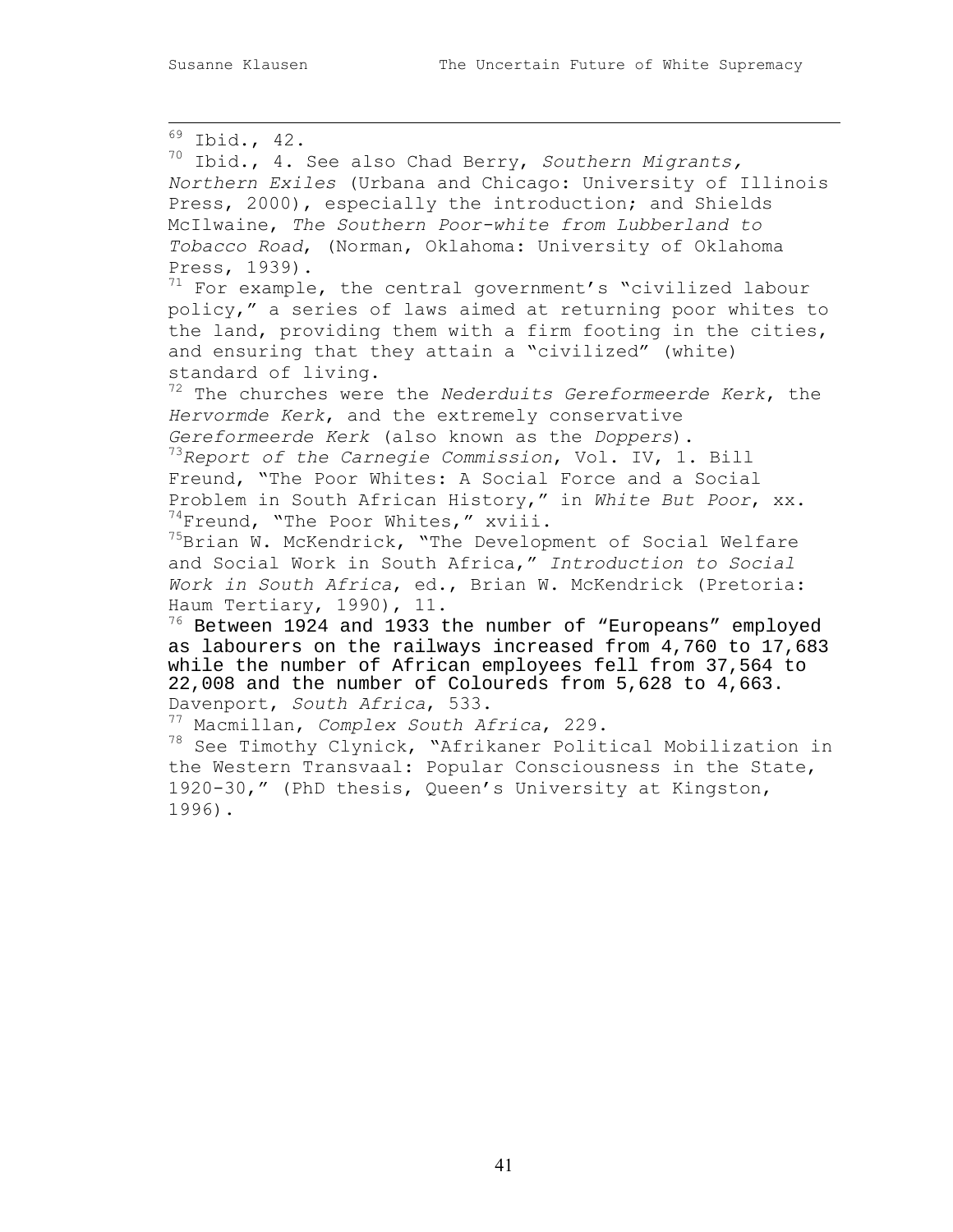[69] Ibid., 42.

[70] Ibid., 4. See also Chad Berry, *Southern Migrants, Northern Exiles* (Urbana and Chicago: University of Illinois Press, 2000), especially the introduction; and Shields McIlwaine, *The Southern Poor-white from Lubberland to Tobacco Road*, (Norman, Oklahoma: University of Oklahoma Press, 1939).

[71] For example, the central government's "civilized labour policy," a series of laws aimed at returning poor whites to the land, providing them with a firm footing in the cities, and ensuring that they attain a "civilized" (white) standard of living.

[72] The churches were the *Nederduits Gereformeerde Kerk*, the *Hervormde Kerk*, and the extremely conservative *Gereformeerde Kerk* (also known as the *Doppers*).

[73] *Report of the Carnegie Commission*, Vol. IV, 1. Bill Freund, "The Poor Whites: A Social Force and a Social Problem in South African History," in *White But Poor*, xx.

[74] Freund, "The Poor Whites," xviii.

[75] Brian W. McKendrick, "The Development of Social Welfare and Social Work in South Africa," *Introduction to Social Work in South Africa*, ed., Brian W. McKendrick (Pretoria: Haum Tertiary, 1990), 11.

[76] Between 1924 and 1933 the number of "Europeans" employed as labourers on the railways increased from 4,760 to 17,683 while the number of African employees fell from 37,564 to 22,008 and the number of Coloureds from 5,628 to 4,663. Davenport, *South Africa*, 533.

[77] Macmillan, *Complex South Africa*, 229.

[78] See Timothy Clynick, "Afrikaner Political Mobilization in the Western Transvaal: Popular Consciousness in the State, 1920-30," (PhD thesis, Queen's University at Kingston, 1996).